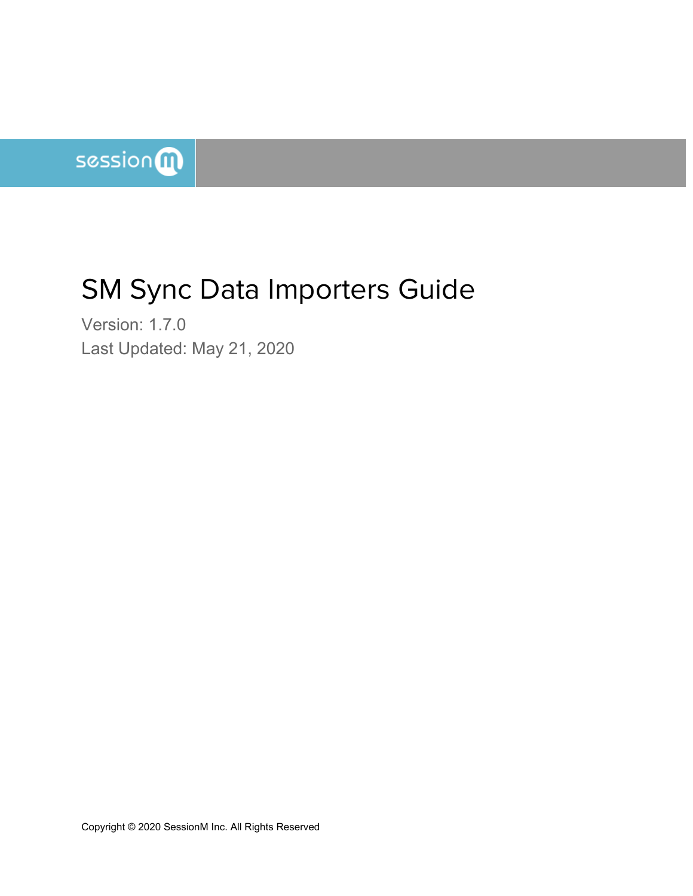sessionm

# SM Sync Data Importers Guide

Version: 1.7.0

Last Updated: May 21, 2020

Copyright © 2020 SessionM Inc. All Rights Reserved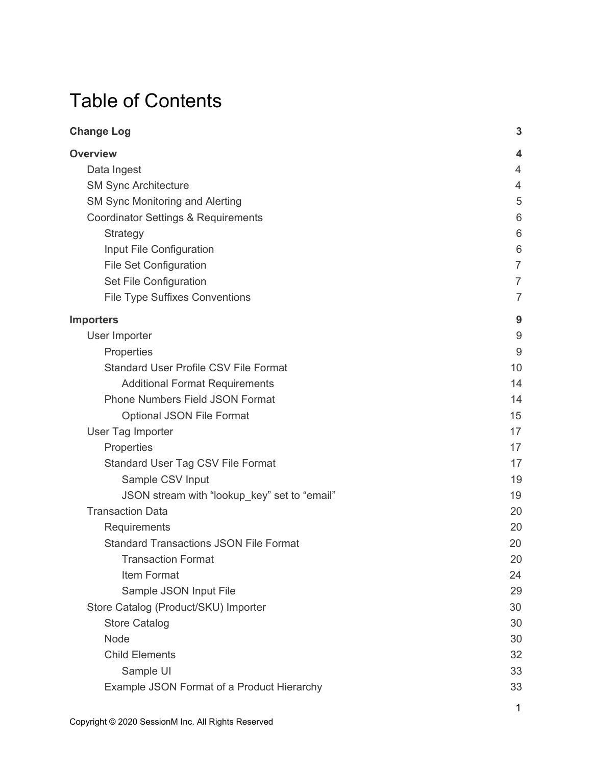# Table of Contents

| | |
|---|---|
| **Change Log** | **3** |
| **Overview** | **4** |
| Data Ingest | 4 |
| SM Sync Architecture | 4 |
| SM Sync Monitoring and Alerting | 5 |
| Coordinator Settings & Requirements | 6 |
| Strategy | 6 |
| Input File Configuration | 6 |
| File Set Configuration | 7 |
| Set File Configuration | 7 |
| File Type Suffixes Conventions | 7 |
| **Importers** | **9** |
| User Importer | 9 |
| Properties | 9 |
| Standard User Profile CSV File Format | 10 |
| Additional Format Requirements | 14 |
| Phone Numbers Field JSON Format | 14 |
| Optional JSON File Format | 15 |
| User Tag Importer | 17 |
| Properties | 17 |
| Standard User Tag CSV File Format | 17 |
| Sample CSV Input | 19 |
| JSON stream with “lookup_key” set to “email” | 19 |
| Transaction Data | 20 |
| Requirements | 20 |
| Standard Transactions JSON File Format | 20 |
| Transaction Format | 20 |
| Item Format | 24 |
| Sample JSON Input File | 29 |
| Store Catalog (Product/SKU) Importer | 30 |
| Store Catalog | 30 |
| Node | 30 |
| Child Elements | 32 |
| Sample UI | 33 |
| Example JSON Format of a Product Hierarchy | 33 |

Copyright © 2020 SessionM Inc. All Rights Reserved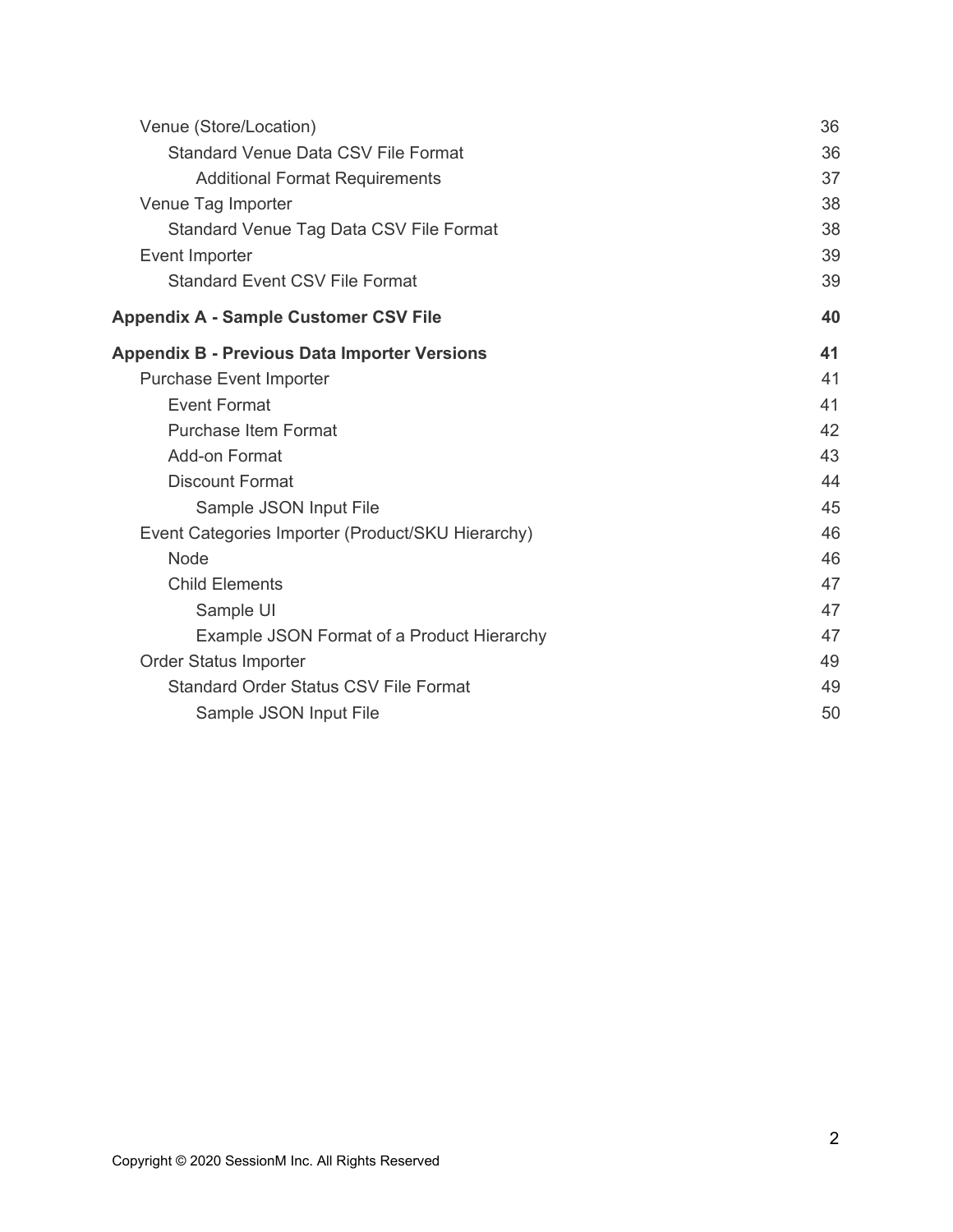- Venue (Store/Location) 36
  - Standard Venue Data CSV File Format 36
    - Additional Format Requirements 37
- Venue Tag Importer 38
  - Standard Venue Tag Data CSV File Format 38
- Event Importer 39
  - Standard Event CSV File Format 39

**Appendix A - Sample Customer CSV File 40**

**Appendix B - Previous Data Importer Versions 41**

- Purchase Event Importer 41
  - Event Format 41
  - Purchase Item Format 42
  - Add-on Format 43
  - Discount Format 44
    - Sample JSON Input File 45
- Event Categories Importer (Product/SKU Hierarchy) 46
  - Node 46
  - Child Elements 47
    - Sample UI 47
    - Example JSON Format of a Product Hierarchy 47
- Order Status Importer 49
  - Standard Order Status CSV File Format 49
    - Sample JSON Input File 50

Copyright © 2020 SessionM Inc. All Rights Reserved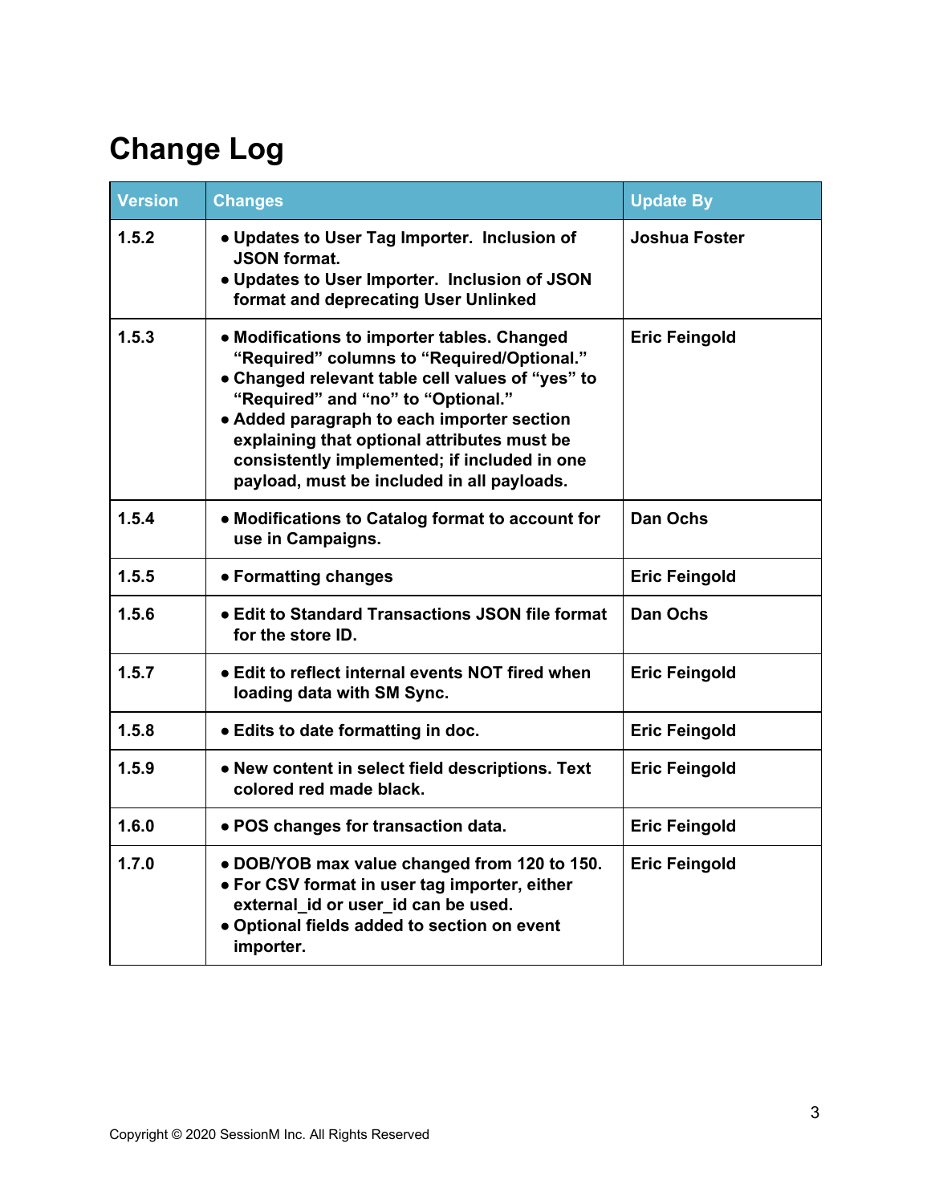# Change Log

| Version | Changes | Update By |
|---|---|---|
| 1.5.2 | • Updates to User Tag Importer. Inclusion of JSON format.<br>• Updates to User Importer. Inclusion of JSON format and deprecating User Unlinked | Joshua Foster |
| 1.5.3 | • Modifications to importer tables. Changed “Required” columns to “Required/Optional.”<br>• Changed relevant table cell values of “yes” to “Required” and “no” to “Optional.”<br>• Added paragraph to each importer section explaining that optional attributes must be consistently implemented; if included in one payload, must be included in all payloads. | Eric Feingold |
| 1.5.4 | • Modifications to Catalog format to account for use in Campaigns. | Dan Ochs |
| 1.5.5 | • Formatting changes | Eric Feingold |
| 1.5.6 | • Edit to Standard Transactions JSON file format for the store ID. | Dan Ochs |
| 1.5.7 | • Edit to reflect internal events NOT fired when loading data with SM Sync. | Eric Feingold |
| 1.5.8 | • Edits to date formatting in doc. | Eric Feingold |
| 1.5.9 | • New content in select field descriptions. Text colored red made black. | Eric Feingold |
| 1.6.0 | • POS changes for transaction data. | Eric Feingold |
| 1.7.0 | • DOB/YOB max value changed from 120 to 150.<br>• For CSV format in user tag importer, either external_id or user_id can be used.<br>• Optional fields added to section on event importer. | Eric Feingold |

Copyright © 2020 SessionM Inc. All Rights Reserved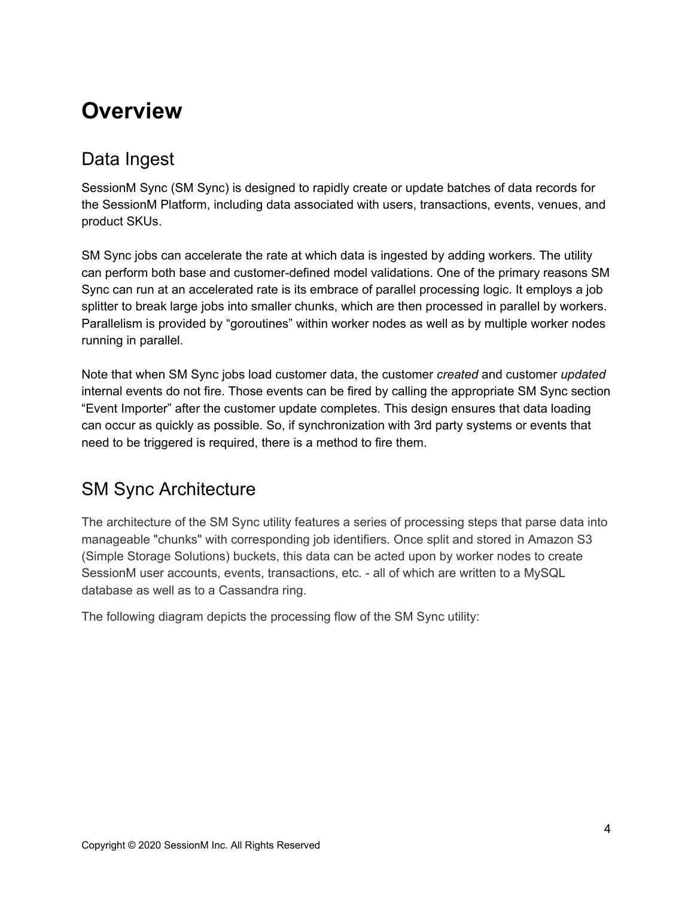# Overview

## Data Ingest

SessionM Sync (SM Sync) is designed to rapidly create or update batches of data records for the SessionM Platform, including data associated with users, transactions, events, venues, and product SKUs.

SM Sync jobs can accelerate the rate at which data is ingested by adding workers. The utility can perform both base and customer-defined model validations. One of the primary reasons SM Sync can run at an accelerated rate is its embrace of parallel processing logic. It employs a job splitter to break large jobs into smaller chunks, which are then processed in parallel by workers. Parallelism is provided by "goroutines" within worker nodes as well as by multiple worker nodes running in parallel.

Note that when SM Sync jobs load customer data, the customer *created* and customer *updated* internal events do not fire. Those events can be fired by calling the appropriate SM Sync section "Event Importer" after the customer update completes. This design ensures that data loading can occur as quickly as possible. So, if synchronization with 3rd party systems or events that need to be triggered is required, there is a method to fire them.

## SM Sync Architecture

The architecture of the SM Sync utility features a series of processing steps that parse data into manageable "chunks" with corresponding job identifiers. Once split and stored in Amazon S3 (Simple Storage Solutions) buckets, this data can be acted upon by worker nodes to create SessionM user accounts, events, transactions, etc. - all of which are written to a MySQL database as well as to a Cassandra ring.

The following diagram depicts the processing flow of the SM Sync utility: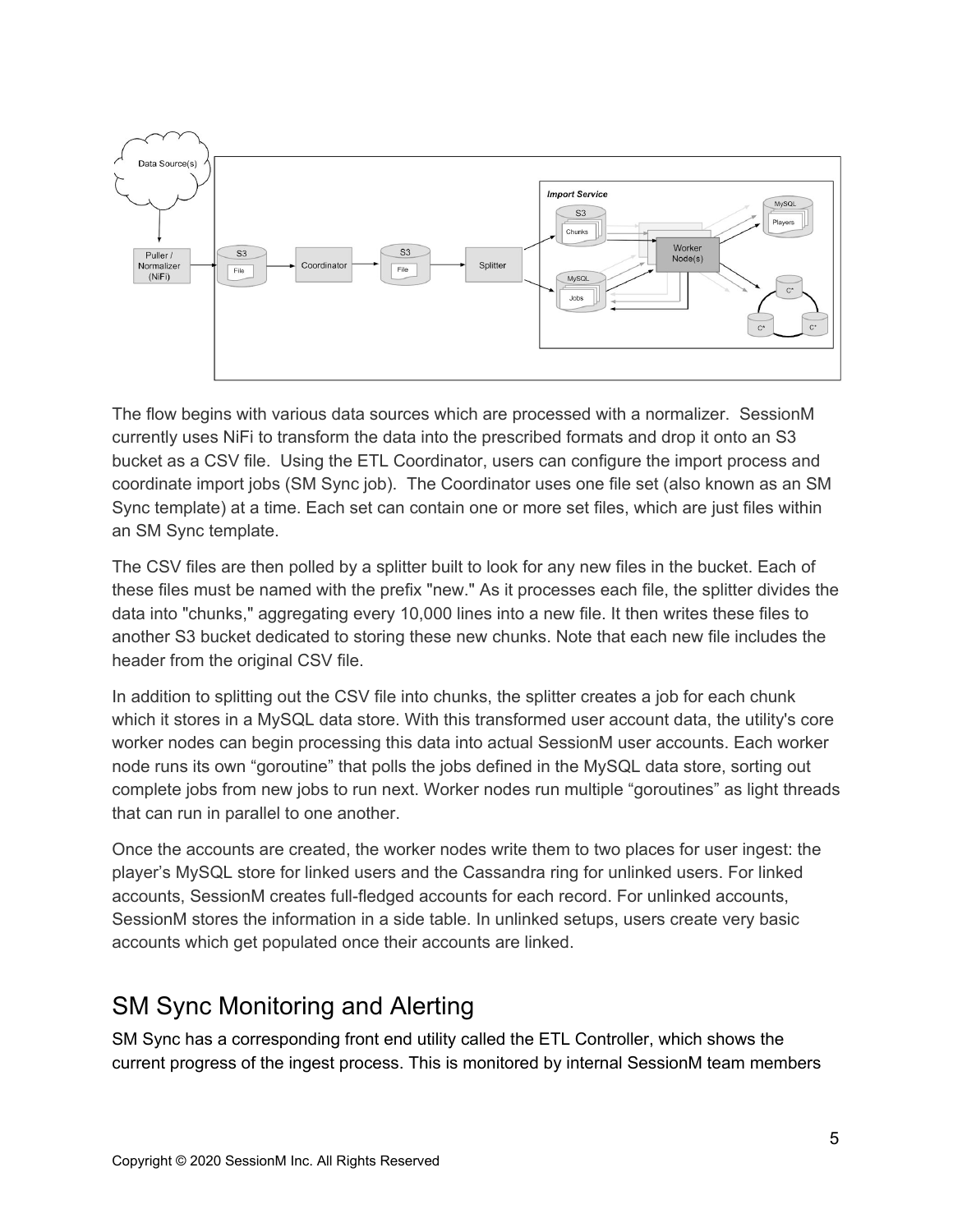The flow begins with various data sources which are processed with a normalizer. SessionM currently uses NiFi to transform the data into the prescribed formats and drop it onto an S3 bucket as a CSV file. Using the ETL Coordinator, users can configure the import process and coordinate import jobs (SM Sync job). The Coordinator uses one file set (also known as an SM Sync template) at a time. Each set can contain one or more set files, which are just files within an SM Sync template.

The CSV files are then polled by a splitter built to look for any new files in the bucket. Each of these files must be named with the prefix "new." As it processes each file, the splitter divides the data into "chunks," aggregating every 10,000 lines into a new file. It then writes these files to another S3 bucket dedicated to storing these new chunks. Note that each new file includes the header from the original CSV file.

In addition to splitting out the CSV file into chunks, the splitter creates a job for each chunk which it stores in a MySQL data store. With this transformed user account data, the utility's core worker nodes can begin processing this data into actual SessionM user accounts. Each worker node runs its own “goroutine” that polls the jobs defined in the MySQL data store, sorting out complete jobs from new jobs to run next. Worker nodes run multiple “goroutines” as light threads that can run in parallel to one another.

Once the accounts are created, the worker nodes write them to two places for user ingest: the player’s MySQL store for linked users and the Cassandra ring for unlinked users. For linked accounts, SessionM creates full-fledged accounts for each record. For unlinked accounts, SessionM stores the information in a side table. In unlinked setups, users create very basic accounts which get populated once their accounts are linked.

## SM Sync Monitoring and Alerting

SM Sync has a corresponding front end utility called the ETL Controller, which shows the current progress of the ingest process. This is monitored by internal SessionM team members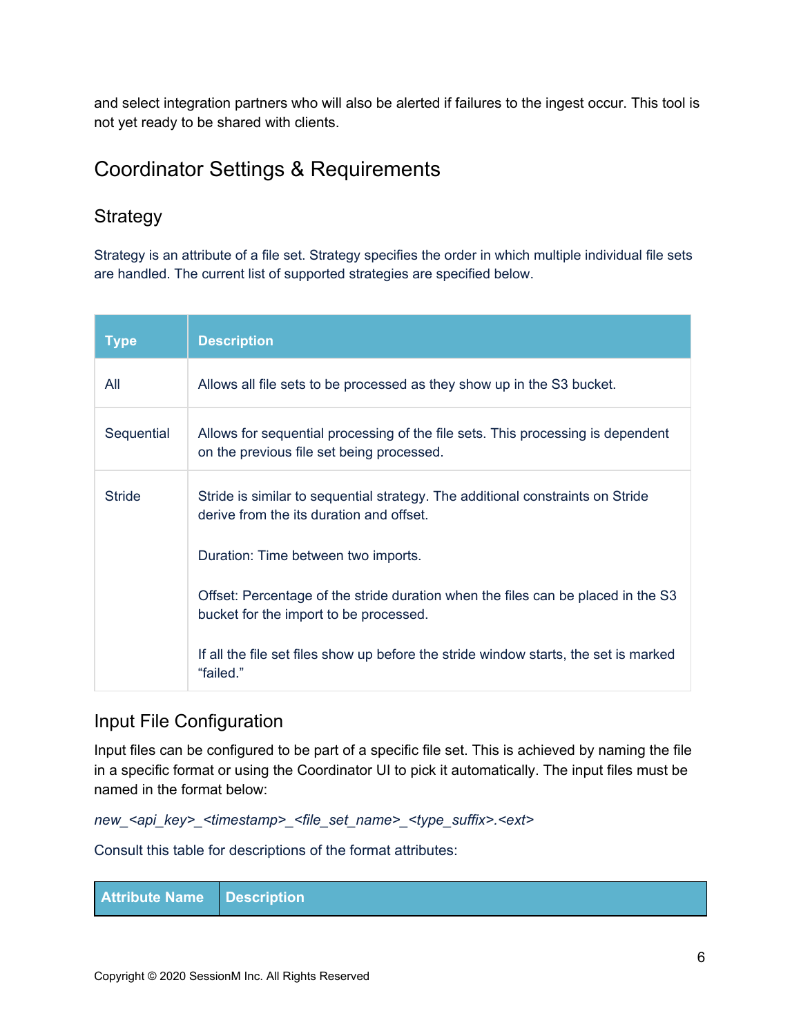and select integration partners who will also be alerted if failures to the ingest occur. This tool is not yet ready to be shared with clients.

## Coordinator Settings & Requirements

### Strategy

Strategy is an attribute of a file set. Strategy specifies the order in which multiple individual file sets are handled. The current list of supported strategies are specified below.

| Type | Description |
|---|---|
| All | Allows all file sets to be processed as they show up in the S3 bucket. |
| Sequential | Allows for sequential processing of the file sets. This processing is dependent on the previous file set being processed. |
| Stride | Stride is similar to sequential strategy. The additional constraints on Stride derive from the its duration and offset.<br><br>Duration: Time between two imports.<br><br>Offset: Percentage of the stride duration when the files can be placed in the S3 bucket for the import to be processed.<br><br>If all the file set files show up before the stride window starts, the set is marked "failed." |

### Input File Configuration

Input files can be configured to be part of a specific file set. This is achieved by naming the file in a specific format or using the Coordinator UI to pick it automatically. The input files must be named in the format below:

*new_<api_key>_<timestamp>_<file_set_name>_<type_suffix>.<ext>*

Consult this table for descriptions of the format attributes:

| Attribute Name | Description |
|---|---|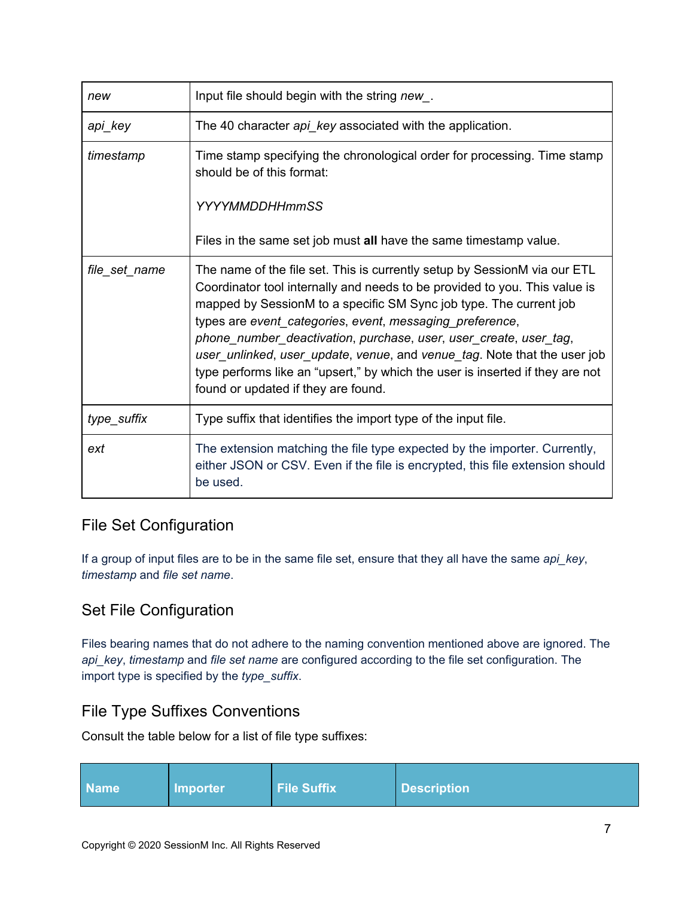| | |
|---|---|
| *new* | Input file should begin with the string *new_*. |
| *api_key* | The 40 character *api_key* associated with the application. |
| *timestamp* | Time stamp specifying the chronological order for processing. Time stamp should be of this format:<br><br>*YYYYMMDDHHmmSS*<br><br>Files in the same set job must **all** have the same timestamp value. |
| *file_set_name* | The name of the file set. This is currently setup by SessionM via our ETL Coordinator tool internally and needs to be provided to you. This value is mapped by SessionM to a specific SM Sync job type. The current job types are *event_categories*, *event*, *messaging_preference*, *phone_number_deactivation*, *purchase*, *user*, *user_create*, *user_tag*, *user_unlinked*, *user_update*, *venue*, and *venue_tag*. Note that the user job type performs like an "upsert," by which the user is inserted if they are not found or updated if they are found. |
| *type_suffix* | Type suffix that identifies the import type of the input file. |
| *ext* | The extension matching the file type expected by the importer. Currently, either JSON or CSV. Even if the file is encrypted, this file extension should be used. |

## File Set Configuration

If a group of input files are to be in the same file set, ensure that they all have the same *api_key*, *timestamp* and *file set name*.

## Set File Configuration

Files bearing names that do not adhere to the naming convention mentioned above are ignored. The *api_key*, *timestamp* and *file set name* are configured according to the file set configuration. The import type is specified by the *type_suffix*.

## File Type Suffixes Conventions

Consult the table below for a list of file type suffixes:

| Name | Importer | File Suffix | Description |
|---|---|---|---|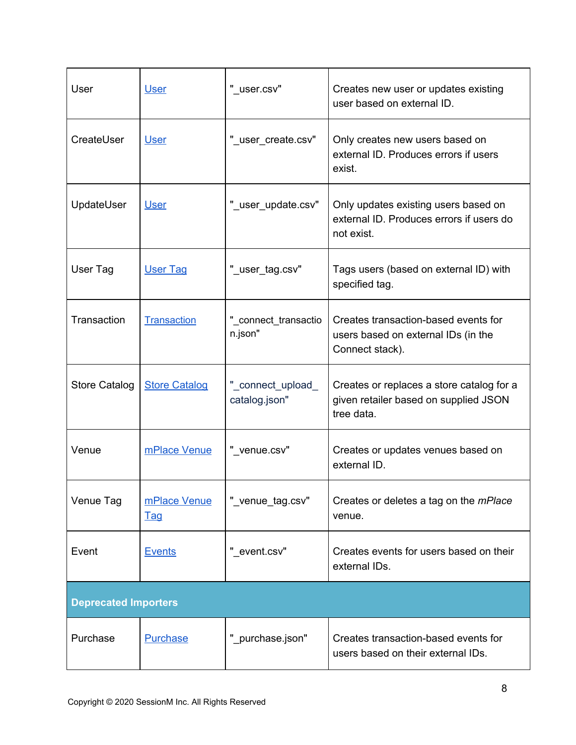| User | [User]() | "_user.csv" | Creates new user or updates existing user based on external ID. |
|---|---|---|---|
| CreateUser | [User]() | "_user_create.csv" | Only creates new users based on external ID. Produces errors if users exist. |
| UpdateUser | [User]() | "_user_update.csv" | Only updates existing users based on external ID. Produces errors if users do not exist. |
| User Tag | [User Tag]() | "_user_tag.csv" | Tags users (based on external ID) with specified tag. |
| Transaction | [Transaction]() | "_connect_transaction.json" | Creates transaction-based events for users based on external IDs (in the Connect stack). |
| Store Catalog | [Store Catalog]() | "_connect_upload_catalog.json" | Creates or replaces a store catalog for a given retailer based on supplied JSON tree data. |
| Venue | [mPlace Venue]() | "_venue.csv" | Creates or updates venues based on external ID. |
| Venue Tag | [mPlace Venue Tag]() | "_venue_tag.csv" | Creates or deletes a tag on the *mPlace* venue. |
| Event | [Events]() | "_event.csv" | Creates events for users based on their external IDs. |
| **Deprecated Importers** | | | |
| Purchase | [Purchase]() | "_purchase.json" | Creates transaction-based events for users based on their external IDs. |

Copyright © 2020 SessionM Inc. All Rights Reserved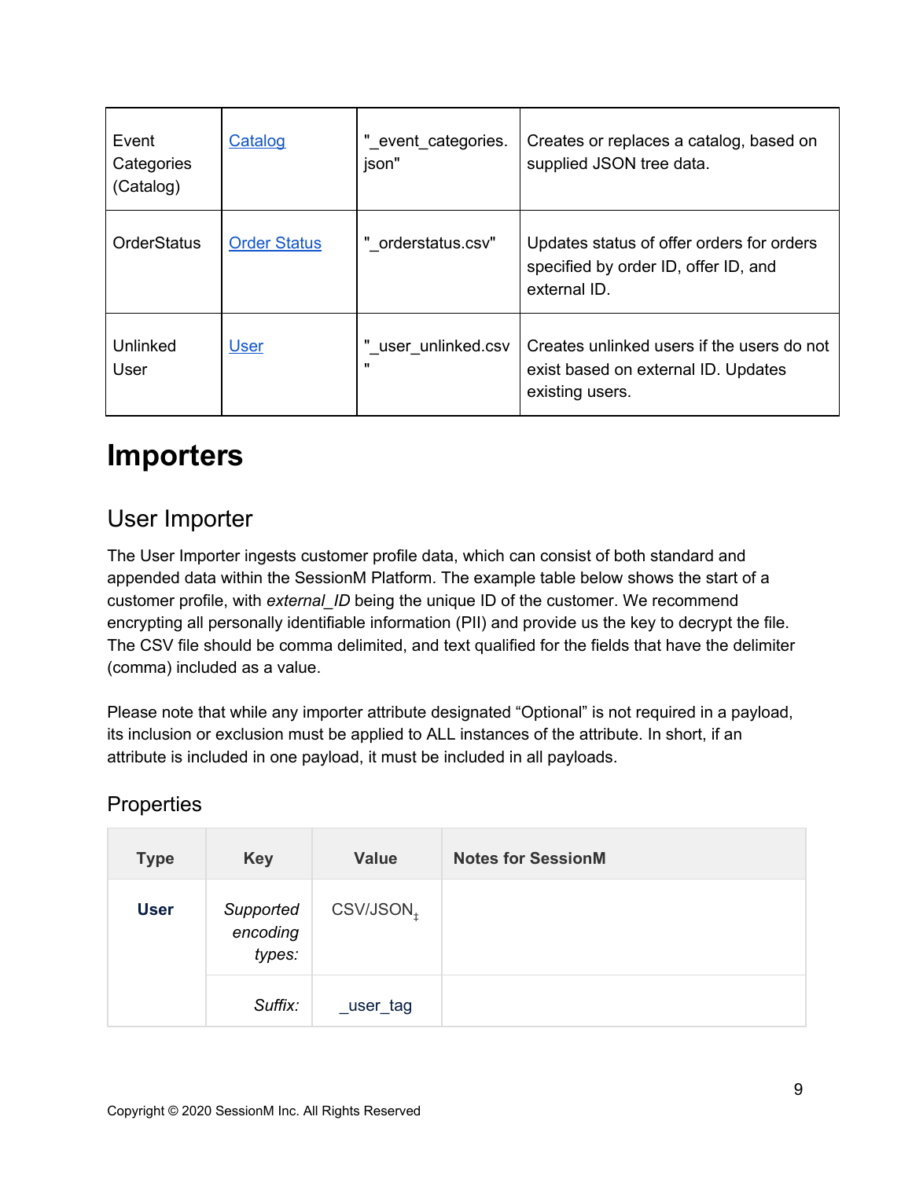| | | | |
|---|---|---|---|
| Event Categories (Catalog) | Catalog | "_event_categories.json" | Creates or replaces a catalog, based on supplied JSON tree data. |
| OrderStatus | Order Status | "_orderstatus.csv" | Updates status of offer orders for orders specified by order ID, offer ID, and external ID. |
| Unlinked User | User | "_user_unlinked.csv" | Creates unlinked users if the users do not exist based on external ID. Updates existing users. |

# Importers

## User Importer

The User Importer ingests customer profile data, which can consist of both standard and appended data within the SessionM Platform. The example table below shows the start of a customer profile, with *external_ID* being the unique ID of the customer. We recommend encrypting all personally identifiable information (PII) and provide us the key to decrypt the file. The CSV file should be comma delimited, and text qualified for the fields that have the delimiter (comma) included as a value.

Please note that while any importer attribute designated "Optional" is not required in a payload, its inclusion or exclusion must be applied to ALL instances of the attribute. In short, if an attribute is included in one payload, it must be included in all payloads.

### Properties

| Type | Key | Value | Notes for SessionM |
|---|---|---|---|
| **User** | *Supported encoding types:* | CSV/JSON‡ | |
| | *Suffix:* | _user_tag | |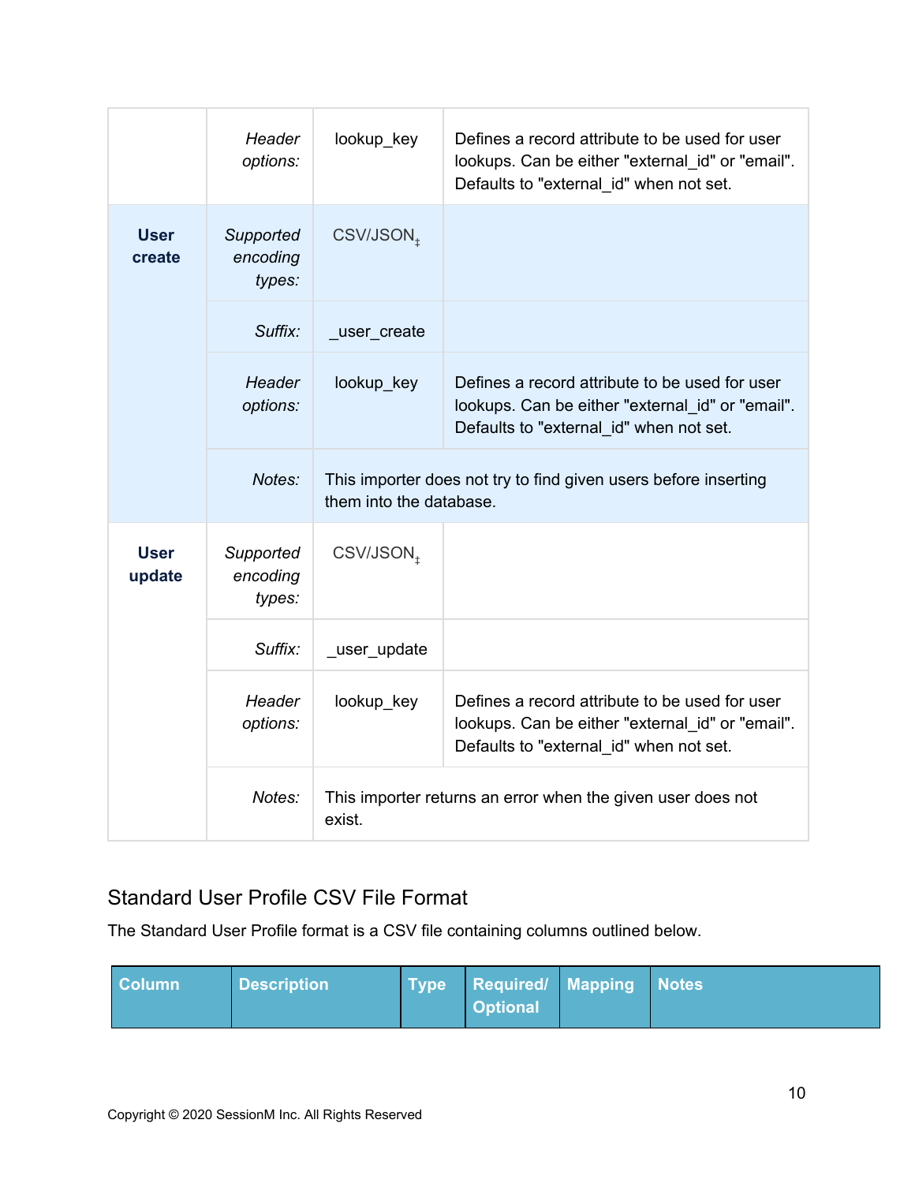| | | | |
|---|---|---|---|
| | *Header options:* | lookup_key | Defines a record attribute to be used for user lookups. Can be either "external_id" or "email". Defaults to "external_id" when not set. |
| **User create** | *Supported encoding types:* | CSV/JSON‡ | |
| | *Suffix:* | _user_create | |
| | *Header options:* | lookup_key | Defines a record attribute to be used for user lookups. Can be either "external_id" or "email". Defaults to "external_id" when not set. |
| | *Notes:* | This importer does not try to find given users before inserting them into the database. | |
| **User update** | *Supported encoding types:* | CSV/JSON‡ | |
| | *Suffix:* | _user_update | |
| | *Header options:* | lookup_key | Defines a record attribute to be used for user lookups. Can be either "external_id" or "email". Defaults to "external_id" when not set. |
| | *Notes:* | This importer returns an error when the given user does not exist. | |

## Standard User Profile CSV File Format

The Standard User Profile format is a CSV file containing columns outlined below.

| Column | Description | Type | Required/ Optional | Mapping | Notes |
|---|---|---|---|---|---|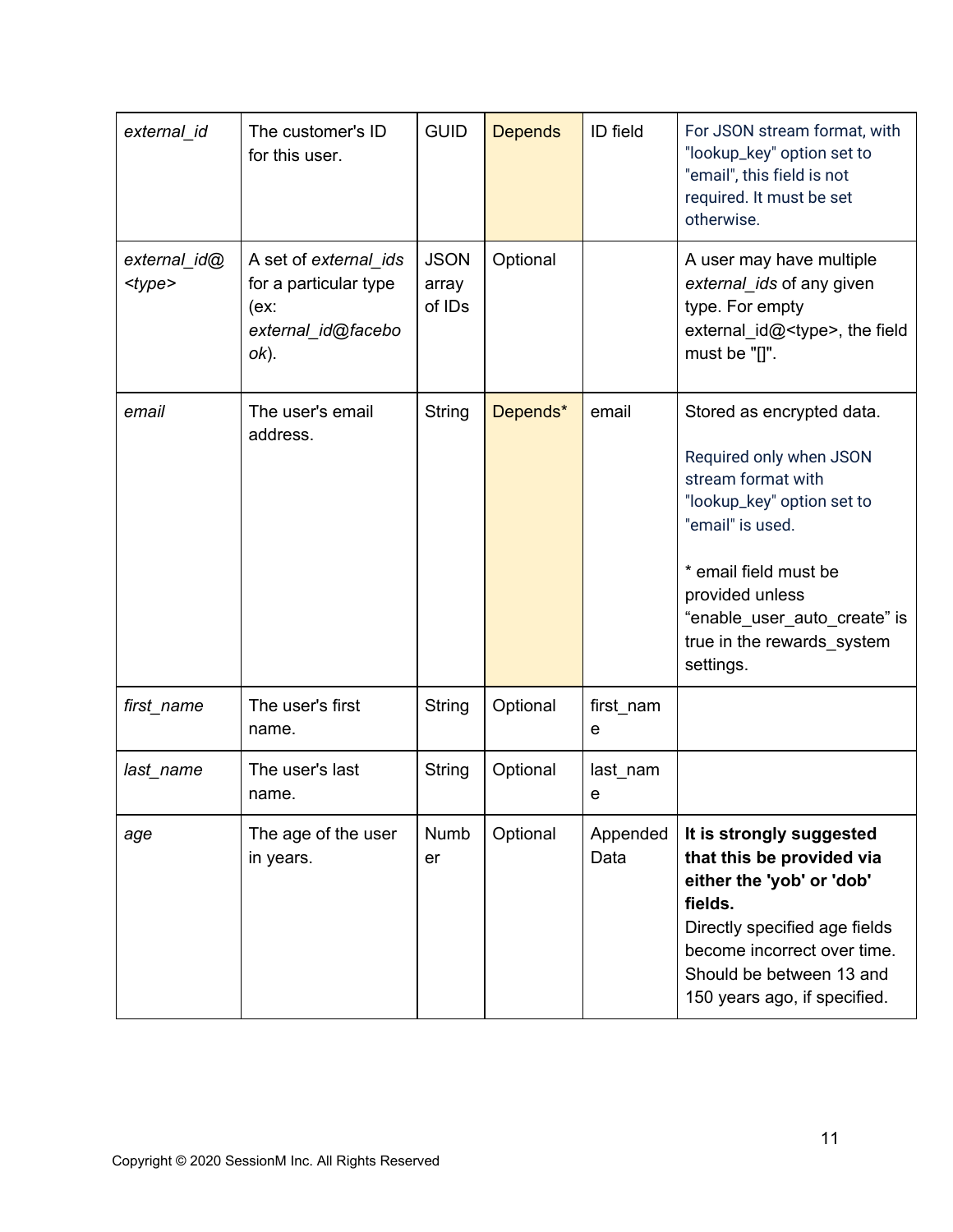| *external_id* | The customer's ID for this user. | GUID | Depends | ID field | For JSON stream format, with "lookup_key" option set to "email", this field is not required. It must be set otherwise. |
|---|---|---|---|---|---|
| *external_id@<type>* | A set of *external_ids* for a particular type (ex: *external_id@facebook*). | JSON array of IDs | Optional | | A user may have multiple *external_ids* of any given type. For empty external_id@<type>, the field must be "[]". |
| *email* | The user's email address. | String | Depends* | email | Stored as encrypted data.<br><br>Required only when JSON stream format with "lookup_key" option set to "email" is used.<br><br>* email field must be provided unless "enable_user_auto_create" is true in the rewards_system settings. |
| *first_name* | The user's first name. | String | Optional | first_name | |
| *last_name* | The user's last name. | String | Optional | last_name | |
| *age* | The age of the user in years. | Number | Optional | Appended Data | **It is strongly suggested that this be provided via either the 'yob' or 'dob' fields.**<br>Directly specified age fields become incorrect over time. Should be between 13 and 150 years ago, if specified. |

Copyright © 2020 SessionM Inc. All Rights Reserved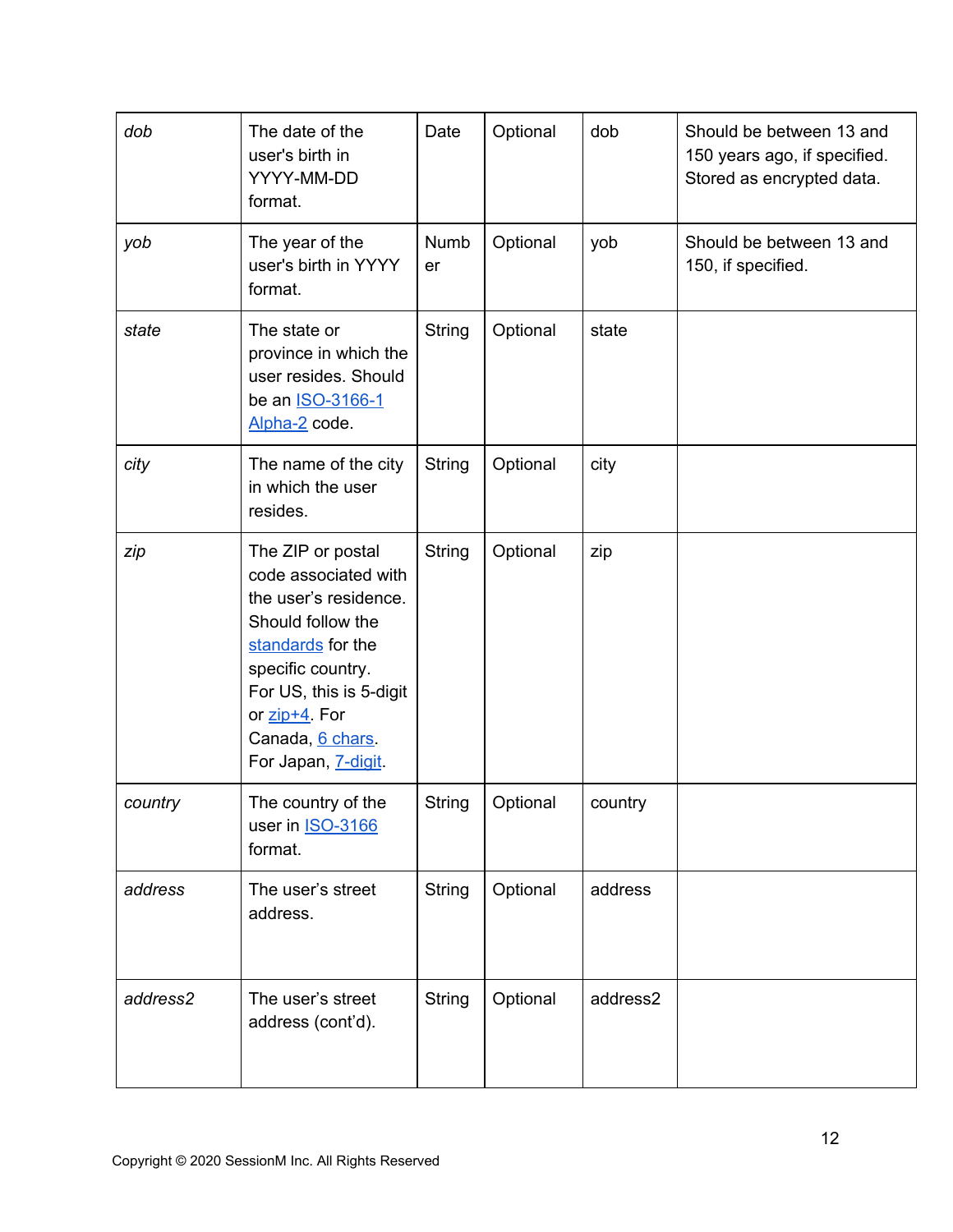| *dob* | The date of the user's birth in YYYY-MM-DD format. | Date | Optional | dob | Should be between 13 and 150 years ago, if specified. Stored as encrypted data. |
|---|---|---|---|---|---|
| *yob* | The year of the user's birth in YYYY format. | Number | Optional | yob | Should be between 13 and 150, if specified. |
| *state* | The state or province in which the user resides. Should be an ISO-3166-1 Alpha-2 code. | String | Optional | state | |
| *city* | The name of the city in which the user resides. | String | Optional | city | |
| *zip* | The ZIP or postal code associated with the user's residence. Should follow the standards for the specific country. For US, this is 5-digit or zip+4. For Canada, 6 chars. For Japan, 7-digit. | String | Optional | zip | |
| *country* | The country of the user in ISO-3166 format. | String | Optional | country | |
| *address* | The user's street address. | String | Optional | address | |
| *address2* | The user's street address (cont'd). | String | Optional | address2 | |

Copyright © 2020 SessionM Inc. All Rights Reserved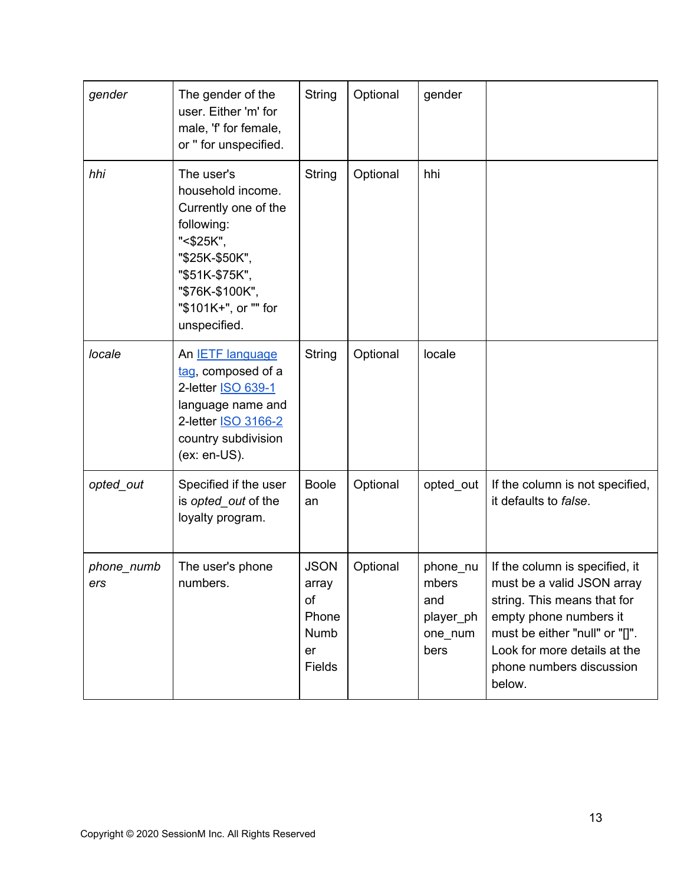| *gender* | The gender of the user. Either 'm' for male, 'f' for female, or '' for unspecified. | String | Optional | gender | |
|---|---|---|---|---|---|
| *hhi* | The user's household income. Currently one of the following: "<$25K", "$25K-$50K", "$51K-$75K", "$76K-$100K", "$101K+", or "" for unspecified. | String | Optional | hhi | |
| *locale* | An [IETF language tag](), composed of a 2-letter [ISO 639-1]() language name and 2-letter [ISO 3166-2]() country subdivision (ex: en-US). | String | Optional | locale | |
| *opted_out* | Specified if the user is *opted_out* of the loyalty program. | Boolean | Optional | opted_out | If the column is not specified, it defaults to *false*. |
| *phone_numbers* | The user's phone numbers. | JSON array of Phone Number Fields | Optional | phone_numbers and player_phone_numbers | If the column is specified, it must be a valid JSON array string. This means that for empty phone numbers it must be either "null" or "[]". Look for more details at the phone numbers discussion below. |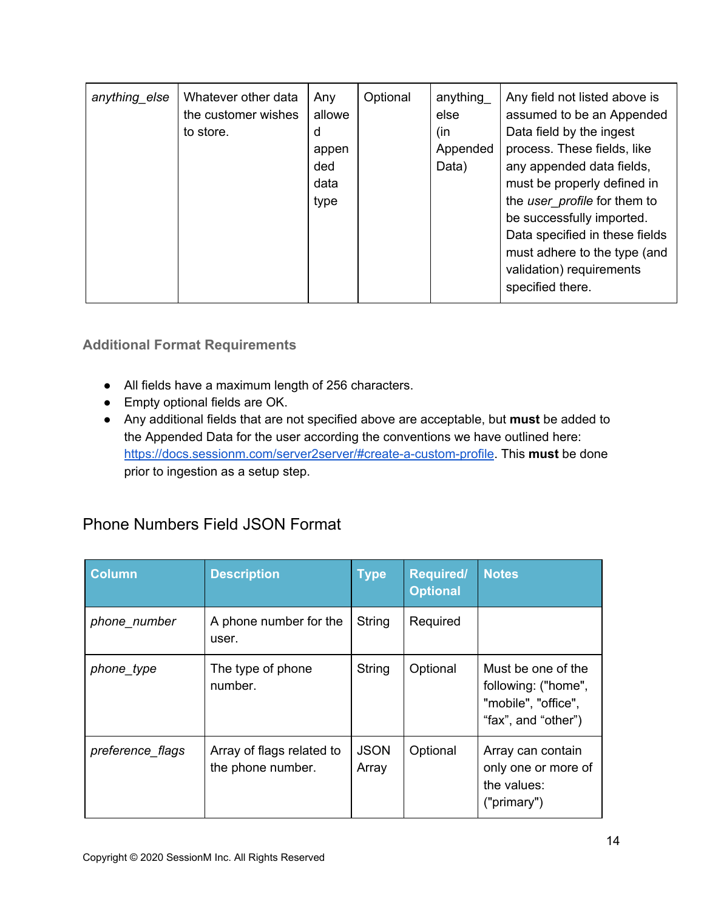| anything_else | Whatever other data the customer wishes to store. | Any allowed appended data type | Optional | anything_else (in Appended Data) | Any field not listed above is assumed to be an Appended Data field by the ingest process. These fields, like any appended data fields, must be properly defined in the *user_profile* for them to be successfully imported. Data specified in these fields must adhere to the type (and validation) requirements specified there. |
|---|---|---|---|---|---|

### Additional Format Requirements

- All fields have a maximum length of 256 characters.
- Empty optional fields are OK.
- Any additional fields that are not specified above are acceptable, but **must** be added to the Appended Data for the user according the conventions we have outlined here: [https://docs.sessionm.com/server2server/#create-a-custom-profile](https://docs.sessionm.com/server2server/#create-a-custom-profile). This **must** be done prior to ingestion as a setup step.

## Phone Numbers Field JSON Format

| Column | Description | Type | Required/ Optional | Notes |
|---|---|---|---|---|
| *phone_number* | A phone number for the user. | String | Required | |
| *phone_type* | The type of phone number. | String | Optional | Must be one of the following: ("home", "mobile", "office", “fax”, and “other”) |
| *preference_flags* | Array of flags related to the phone number. | JSON Array | Optional | Array can contain only one or more of the values: ("primary") |

Copyright © 2020 SessionM Inc. All Rights Reserved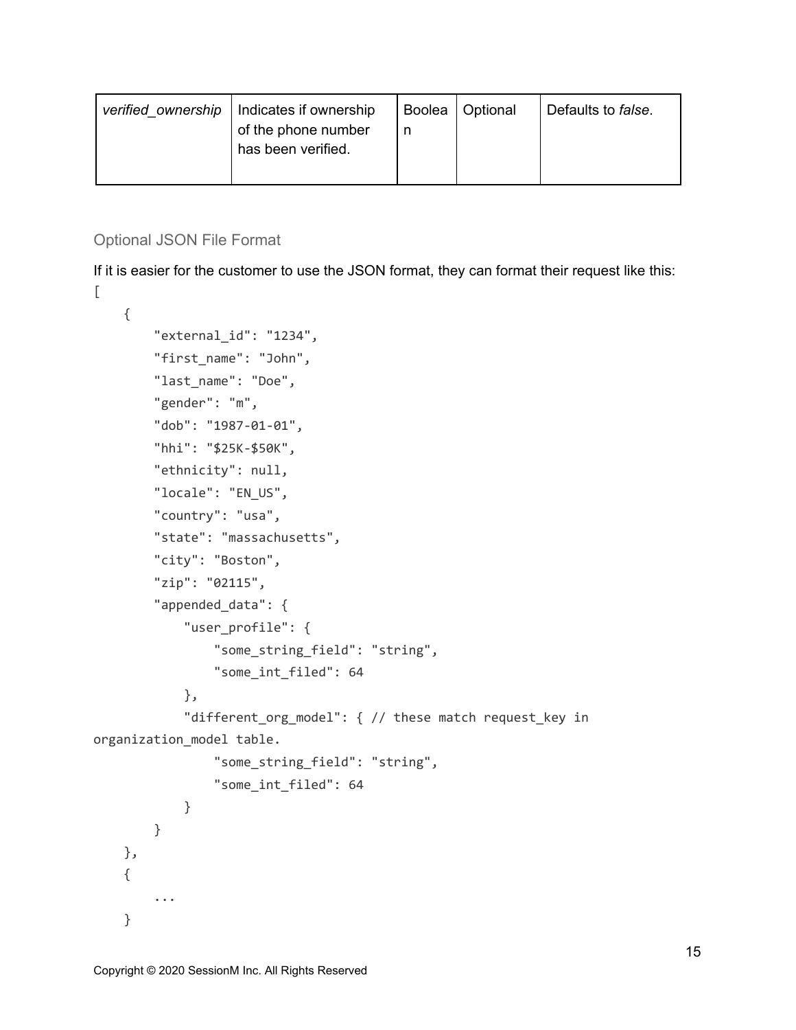| verified_ownership | Indicates if ownership of the phone number has been verified. | Boolean | Optional | Defaults to *false*. |
|---|---|---|---|---|

### Optional JSON File Format

If it is easier for the customer to use the JSON format, they can format their request like this:

```
[
    {
        "external_id": "1234",
        "first_name": "John",
        "last_name": "Doe",
        "gender": "m",
        "dob": "1987-01-01",
        "hhi": "$25K-$50K",
        "ethnicity": null,
        "locale": "EN_US",
        "country": "usa",
        "state": "massachusetts",
        "city": "Boston",
        "zip": "02115",
        "appended_data": {
            "user_profile": {
                "some_string_field": "string",
                "some_int_filed": 64
            },
            "different_org_model": { // these match request_key in
organization_model table.
                "some_string_field": "string",
                "some_int_filed": 64
            }
        }
    },
    {
        ...
    }
```

Copyright © 2020 SessionM Inc. All Rights Reserved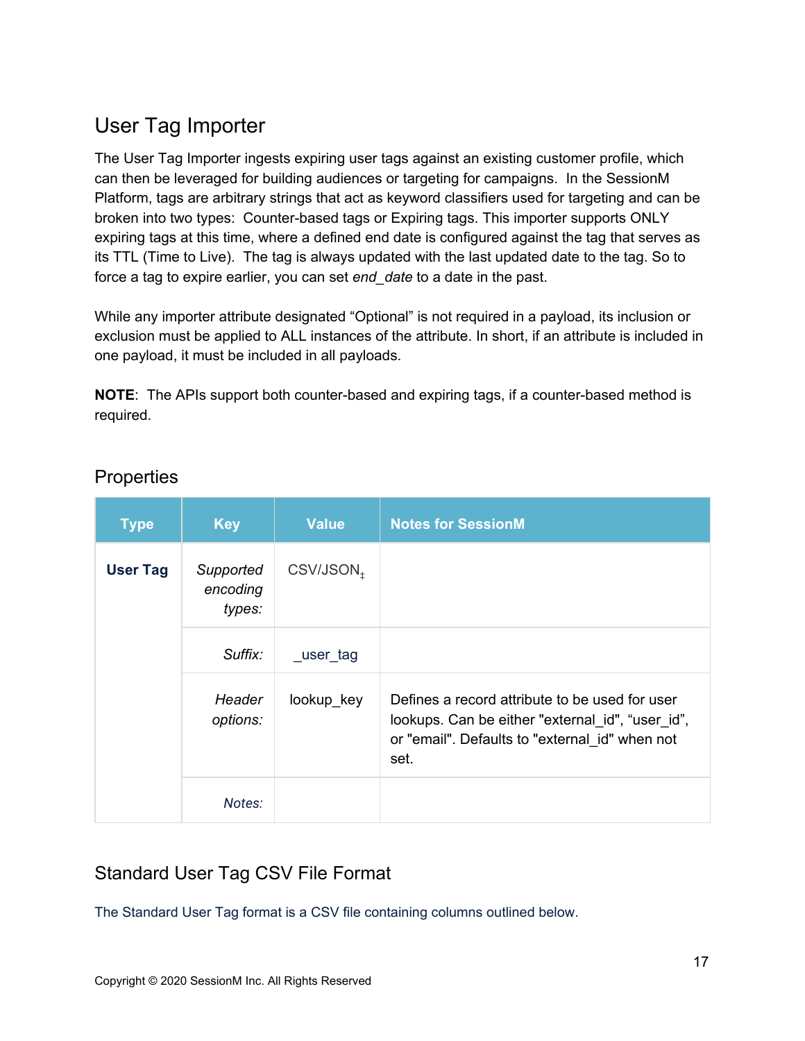## User Tag Importer

The User Tag Importer ingests expiring user tags against an existing customer profile, which can then be leveraged for building audiences or targeting for campaigns. In the SessionM Platform, tags are arbitrary strings that act as keyword classifiers used for targeting and can be broken into two types: Counter-based tags or Expiring tags. This importer supports ONLY expiring tags at this time, where a defined end date is configured against the tag that serves as its TTL (Time to Live). The tag is always updated with the last updated date to the tag. So to force a tag to expire earlier, you can set *end_date* to a date in the past.

While any importer attribute designated "Optional" is not required in a payload, its inclusion or exclusion must be applied to ALL instances of the attribute. In short, if an attribute is included in one payload, it must be included in all payloads.

**NOTE**: The APIs support both counter-based and expiring tags, if a counter-based method is required.

### Properties

| Type | Key | Value | Notes for SessionM |
|---|---|---|---|
| **User Tag** | *Supported encoding types:* | CSV/JSON‡ | |
| | *Suffix:* | _user_tag | |
| | *Header options:* | lookup_key | Defines a record attribute to be used for user lookups. Can be either "external_id", "user_id", or "email". Defaults to "external_id" when not set. |
| | *Notes:* | | |

### Standard User Tag CSV File Format

The Standard User Tag format is a CSV file containing columns outlined below.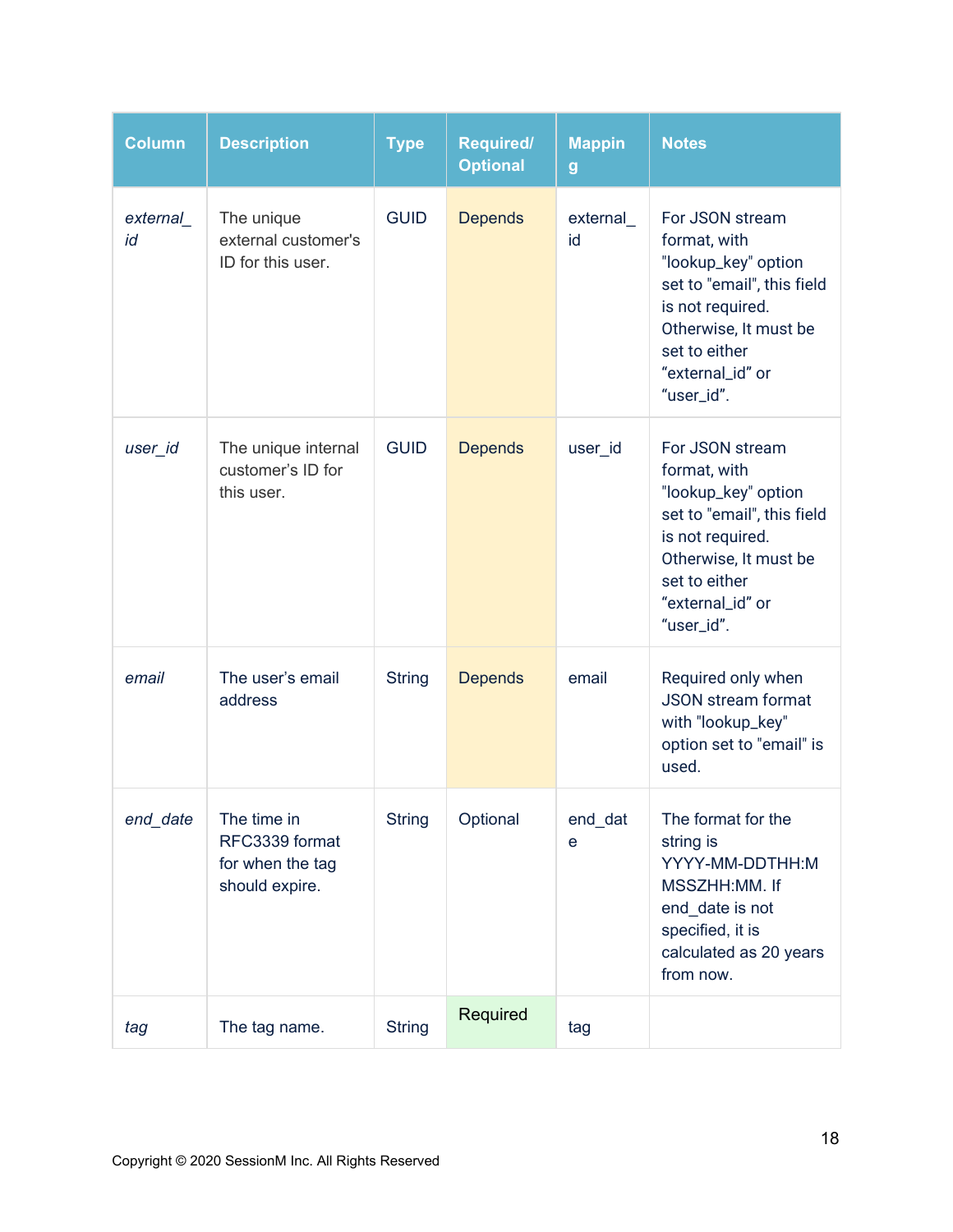| Column | Description | Type | Required/ Optional | Mapping | Notes |
| --- | --- | --- | --- | --- | --- |
| *external_id* | The unique external customer's ID for this user. | GUID | Depends | external_id | For JSON stream format, with "lookup_key" option set to "email", this field is not required. Otherwise, It must be set to either "external_id" or "user_id". |
| *user_id* | The unique internal customer's ID for this user. | GUID | Depends | user_id | For JSON stream format, with "lookup_key" option set to "email", this field is not required. Otherwise, It must be set to either "external_id" or "user_id". |
| *email* | The user's email address | String | Depends | email | Required only when JSON stream format with "lookup_key" option set to "email" is used. |
| *end_date* | The time in RFC3339 format for when the tag should expire. | String | Optional | end_date | The format for the string is YYYY-MM-DDTHH:MMSSZHH:MM. If end_date is not specified, it is calculated as 20 years from now. |
| *tag* | The tag name. | String | Required | tag | |

Copyright © 2020 SessionM Inc. All Rights Reserved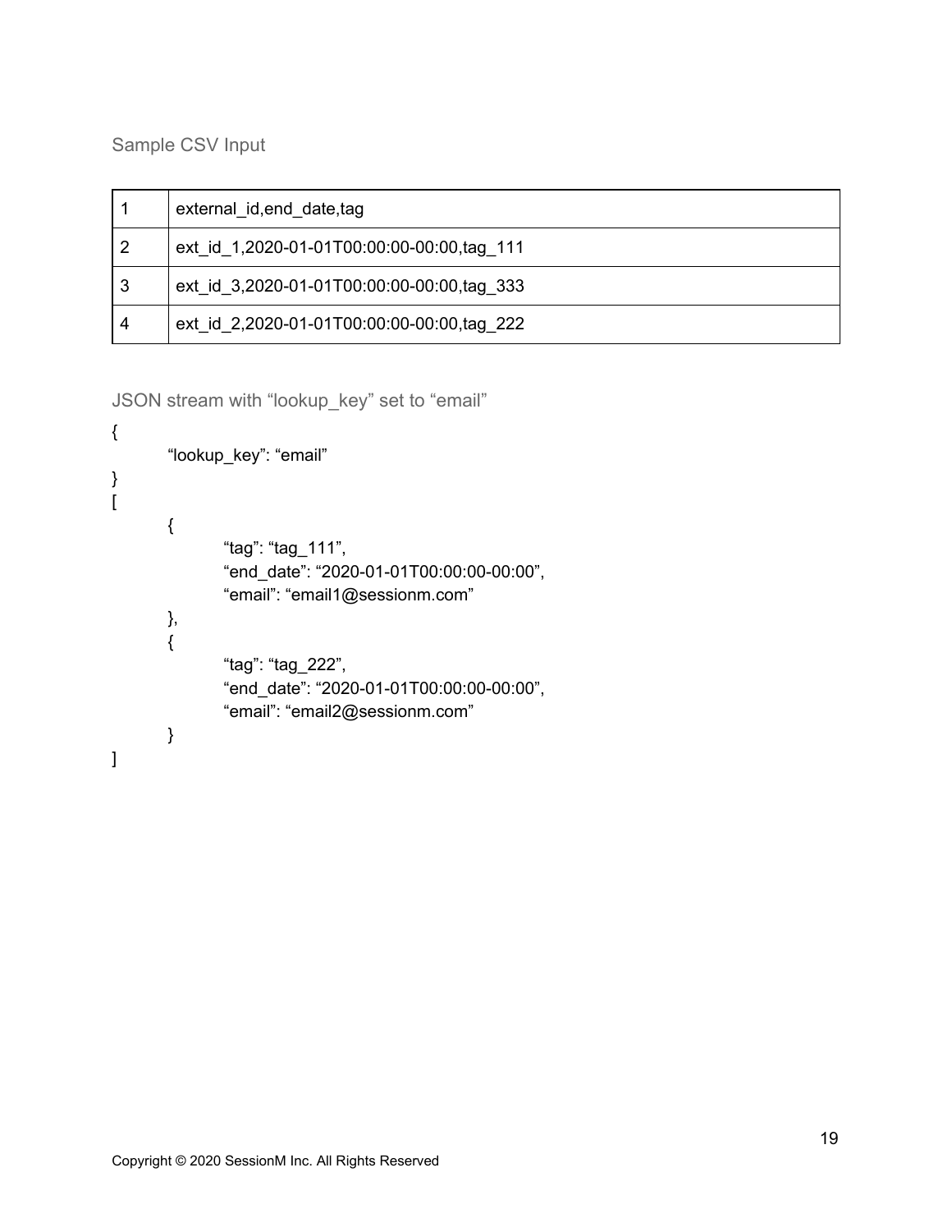Sample CSV Input

| 1 | external_id,end_date,tag |
|---|---|
| 2 | ext_id_1,2020-01-01T00:00:00-00:00,tag_111 |
| 3 | ext_id_3,2020-01-01T00:00:00-00:00,tag_333 |
| 4 | ext_id_2,2020-01-01T00:00:00-00:00,tag_222 |

JSON stream with “lookup_key” set to “email”

```
{
        “lookup_key”: “email”
}
[
        {
                “tag”: “tag_111”,
                “end_date”: “2020-01-01T00:00:00-00:00”,
                “email”: “email1@sessionm.com”
        },
        {
                “tag”: “tag_222”,
                “end_date”: “2020-01-01T00:00:00-00:00”,
                “email”: “email2@sessionm.com”
        }
]
```

Copyright © 2020 SessionM Inc. All Rights Reserved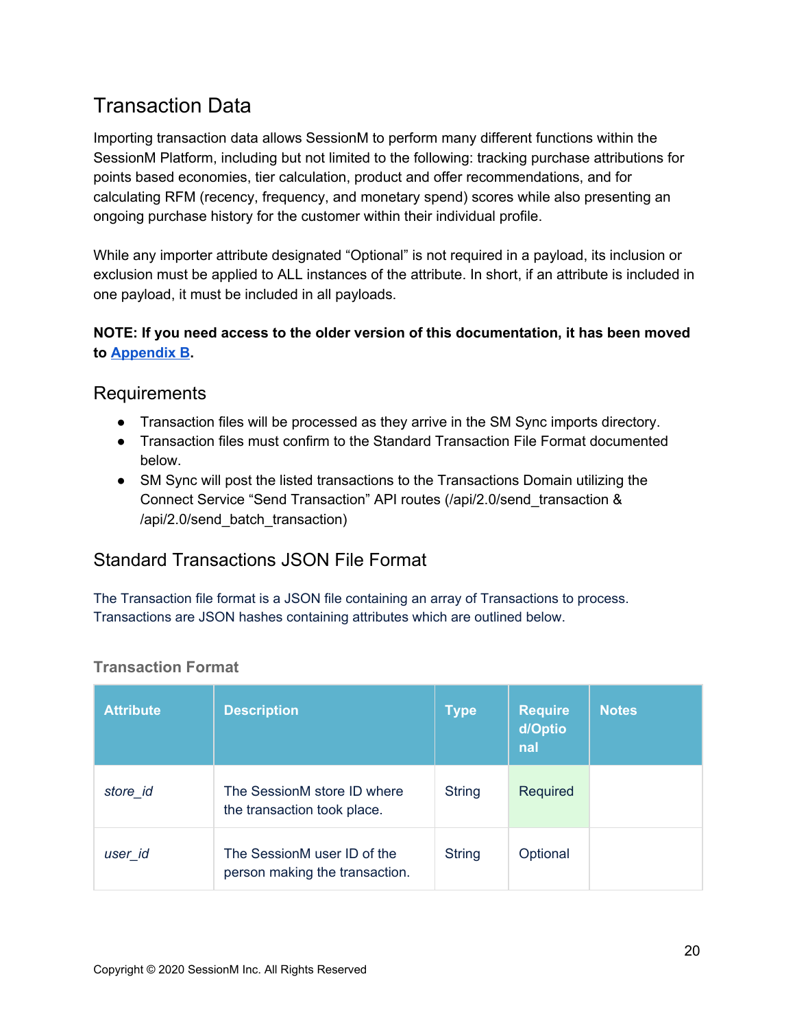## Transaction Data

Importing transaction data allows SessionM to perform many different functions within the SessionM Platform, including but not limited to the following: tracking purchase attributions for points based economies, tier calculation, product and offer recommendations, and for calculating RFM (recency, frequency, and monetary spend) scores while also presenting an ongoing purchase history for the customer within their individual profile.

While any importer attribute designated "Optional" is not required in a payload, its inclusion or exclusion must be applied to ALL instances of the attribute. In short, if an attribute is included in one payload, it must be included in all payloads.

**NOTE: If you need access to the older version of this documentation, it has been moved to Appendix B.**

### Requirements

- Transaction files will be processed as they arrive in the SM Sync imports directory.
- Transaction files must confirm to the Standard Transaction File Format documented below.
- SM Sync will post the listed transactions to the Transactions Domain utilizing the Connect Service "Send Transaction" API routes (/api/2.0/send_transaction & /api/2.0/send_batch_transaction)

### Standard Transactions JSON File Format

The Transaction file format is a JSON file containing an array of Transactions to process. Transactions are JSON hashes containing attributes which are outlined below.

#### Transaction Format

| Attribute | Description | Type | Required/Optional | Notes |
|---|---|---|---|---|
| *store_id* | The SessionM store ID where the transaction took place. | String | Required | |
| *user_id* | The SessionM user ID of the person making the transaction. | String | Optional | |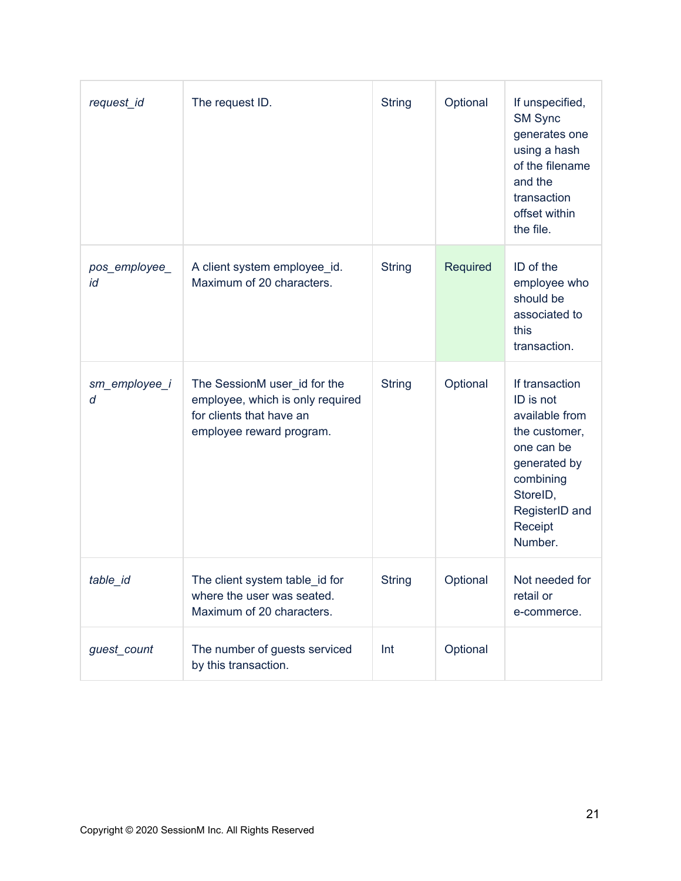| *request_id* | The request ID. | String | Optional | If unspecified, SM Sync generates one using a hash of the filename and the transaction offset within the file. |
|---|---|---|---|---|
| *pos_employee_id* | A client system employee_id. Maximum of 20 characters. | String | Required | ID of the employee who should be associated to this transaction. |
| *sm_employee_id* | The SessionM user_id for the employee, which is only required for clients that have an employee reward program. | String | Optional | If transaction ID is not available from the customer, one can be generated by combining StoreID, RegisterID and Receipt Number. |
| *table_id* | The client system table_id for where the user was seated. Maximum of 20 characters. | String | Optional | Not needed for retail or e-commerce. |
| *guest_count* | The number of guests serviced by this transaction. | Int | Optional | |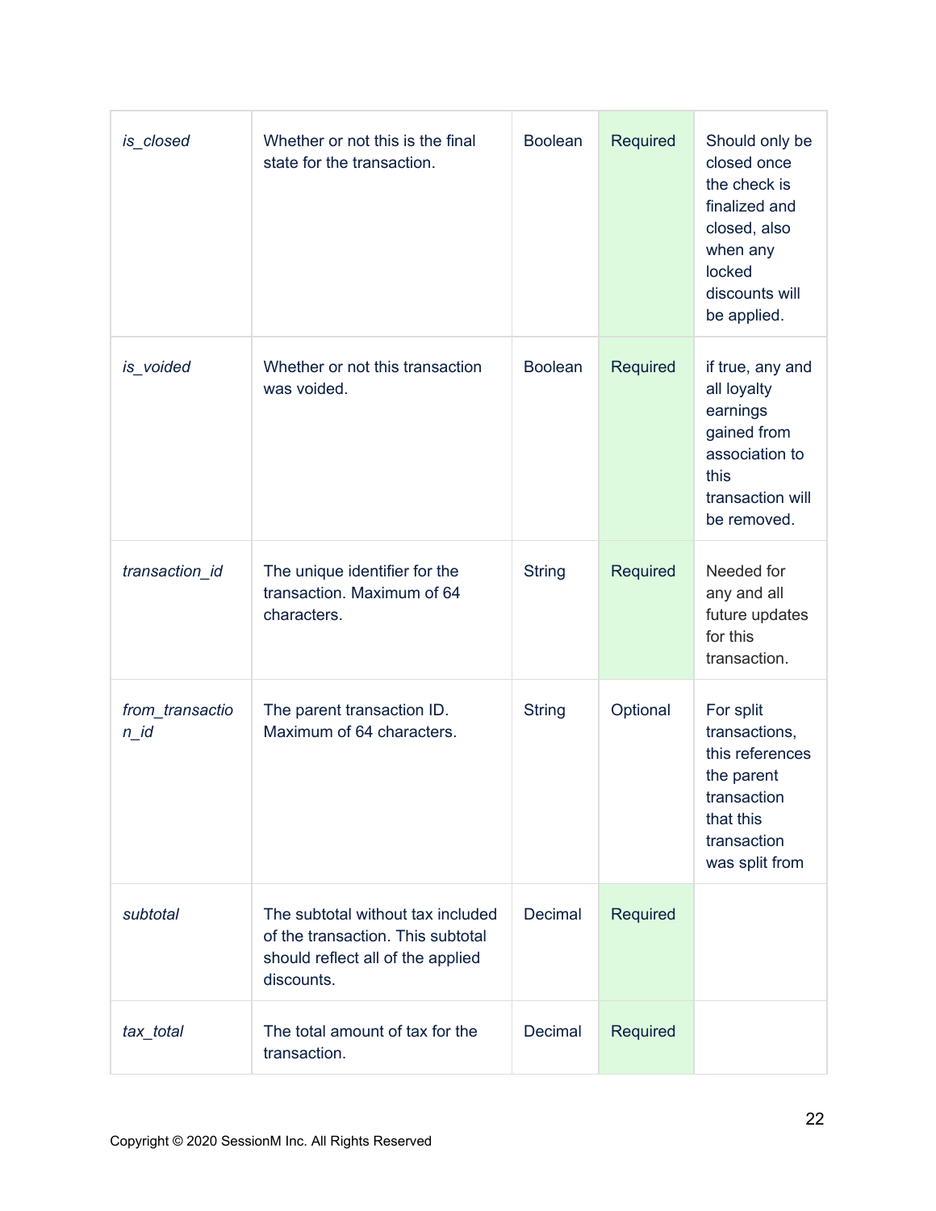| | | | | |
|---|---|---|---|---|
| *is_closed* | Whether or not this is the final state for the transaction. | Boolean | Required | Should only be closed once the check is finalized and closed, also when any locked discounts will be applied. |
| *is_voided* | Whether or not this transaction was voided. | Boolean | Required | if true, any and all loyalty earnings gained from association to this transaction will be removed. |
| *transaction_id* | The unique identifier for the transaction. Maximum of 64 characters. | String | Required | Needed for any and all future updates for this transaction. |
| *from_transaction_id* | The parent transaction ID. Maximum of 64 characters. | String | Optional | For split transactions, this references the parent transaction that this transaction was split from |
| *subtotal* | The subtotal without tax included of the transaction. This subtotal should reflect all of the applied discounts. | Decimal | Required | |
| *tax_total* | The total amount of tax for the transaction. | Decimal | Required | |

Copyright © 2020 SessionM Inc. All Rights Reserved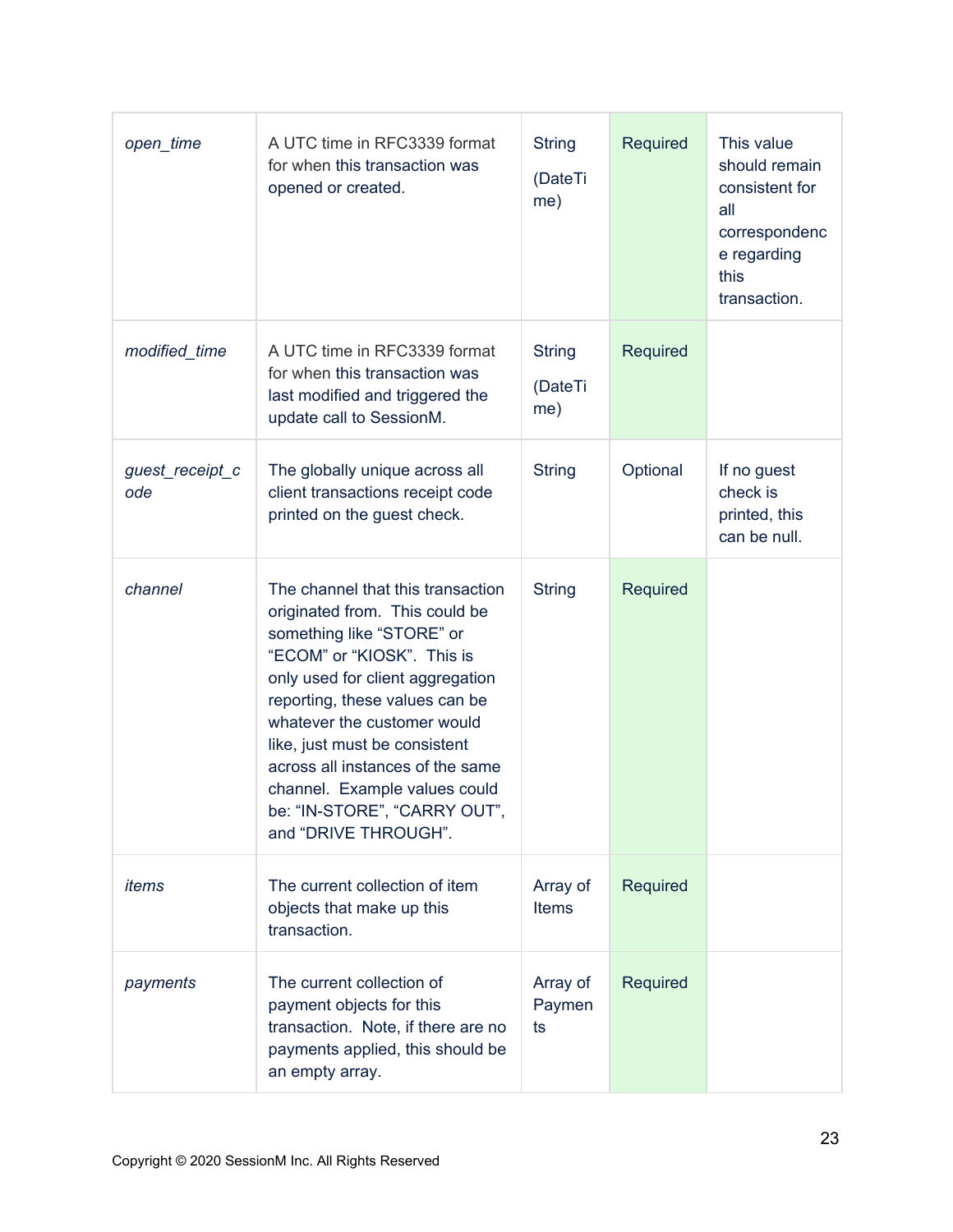| | | | | |
|---|---|---|---|---|
| *open_time* | A UTC time in RFC3339 format for when this transaction was opened or created. | String (DateTime) | Required | This value should remain consistent for all correspondence regarding this transaction. |
| *modified_time* | A UTC time in RFC3339 format for when this transaction was last modified and triggered the update call to SessionM. | String (DateTime) | Required | |
| *guest_receipt_code* | The globally unique across all client transactions receipt code printed on the guest check. | String | Optional | If no guest check is printed, this can be null. |
| *channel* | The channel that this transaction originated from. This could be something like "STORE" or "ECOM" or "KIOSK". This is only used for client aggregation reporting, these values can be whatever the customer would like, just must be consistent across all instances of the same channel. Example values could be: "IN-STORE", "CARRY OUT", and "DRIVE THROUGH". | String | Required | |
| *items* | The current collection of item objects that make up this transaction. | Array of Items | Required | |
| *payments* | The current collection of payment objects for this transaction. Note, if there are no payments applied, this should be an empty array. | Array of Payments | Required | |

Copyright © 2020 SessionM Inc. All Rights Reserved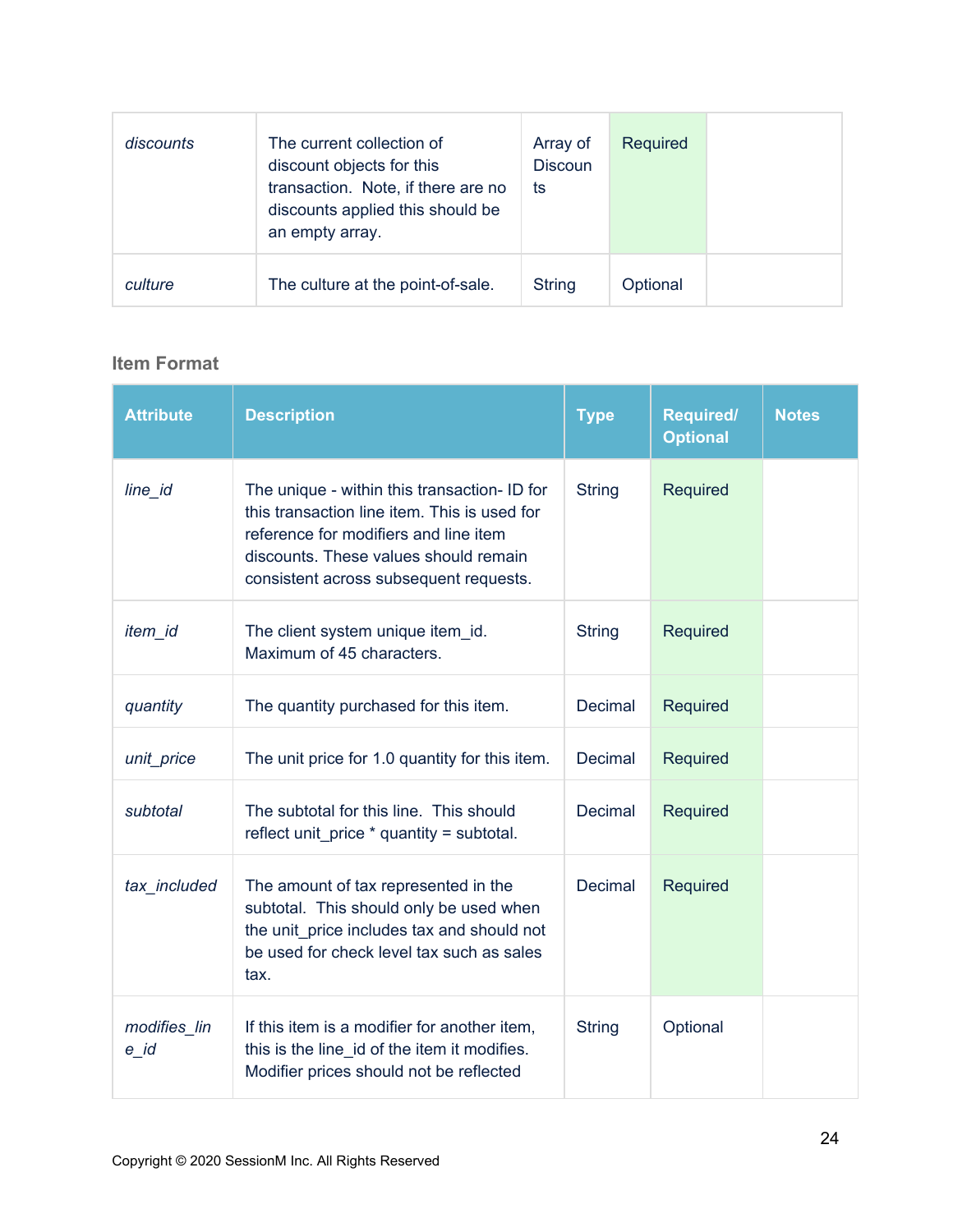| | | | | |
|---|---|---|---|---|
| *discounts* | The current collection of discount objects for this transaction. Note, if there are no discounts applied this should be an empty array. | Array of Discounts | Required | |
| *culture* | The culture at the point-of-sale. | String | Optional | |

### Item Format

| Attribute | Description | Type | Required/ Optional | Notes |
|---|---|---|---|---|
| *line_id* | The unique - within this transaction- ID for this transaction line item. This is used for reference for modifiers and line item discounts. These values should remain consistent across subsequent requests. | String | Required | |
| *item_id* | The client system unique item_id. Maximum of 45 characters. | String | Required | |
| *quantity* | The quantity purchased for this item. | Decimal | Required | |
| *unit_price* | The unit price for 1.0 quantity for this item. | Decimal | Required | |
| *subtotal* | The subtotal for this line. This should reflect unit_price * quantity = subtotal. | Decimal | Required | |
| *tax_included* | The amount of tax represented in the subtotal. This should only be used when the unit_price includes tax and should not be used for check level tax such as sales tax. | Decimal | Required | |
| *modifies_line_id* | If this item is a modifier for another item, this is the line_id of the item it modifies. Modifier prices should not be reflected | String | Optional | |

Copyright © 2020 SessionM Inc. All Rights Reserved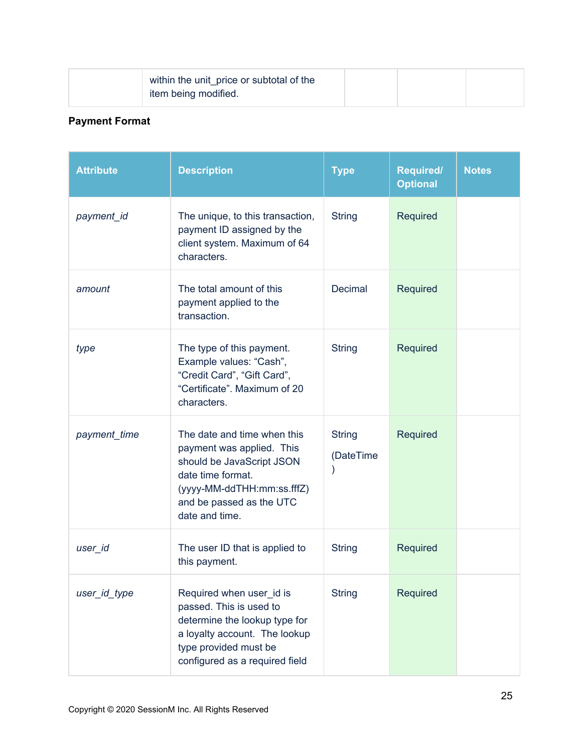| | within the unit_price or subtotal of the item being modified. | | | |
|---|---|---|---|---|

**Payment Format**

| Attribute | Description | Type | Required/ Optional | Notes |
|---|---|---|---|---|
| *payment_id* | The unique, to this transaction, payment ID assigned by the client system. Maximum of 64 characters. | String | Required | |
| *amount* | The total amount of this payment applied to the transaction. | Decimal | Required | |
| *type* | The type of this payment. Example values: “Cash”, “Credit Card”, “Gift Card”, “Certificate”. Maximum of 20 characters. | String | Required | |
| *payment_time* | The date and time when this payment was applied. This should be JavaScript JSON date time format. (yyyy-MM-ddTHH:mm:ss.fffZ) and be passed as the UTC date and time. | String (DateTime) | Required | |
| *user_id* | The user ID that is applied to this payment. | String | Required | |
| *user_id_type* | Required when user_id is passed. This is used to determine the lookup type for a loyalty account. The lookup type provided must be configured as a required field | String | Required | |

Copyright © 2020 SessionM Inc. All Rights Reserved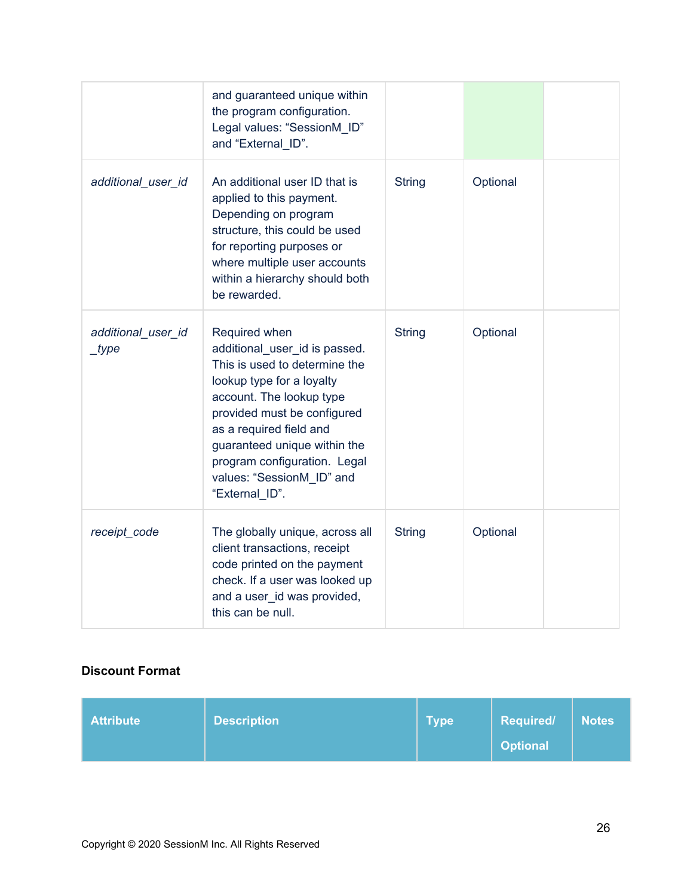|  | and guaranteed unique within the program configuration. Legal values: “SessionM_ID” and “External_ID”. |  |  |  |
|---|---|---|---|---|
| *additional_user_id* | An additional user ID that is applied to this payment. Depending on program structure, this could be used for reporting purposes or where multiple user accounts within a hierarchy should both be rewarded. | String | Optional |  |
| *additional_user_id_type* | Required when additional_user_id is passed. This is used to determine the lookup type for a loyalty account. The lookup type provided must be configured as a required field and guaranteed unique within the program configuration. Legal values: “SessionM_ID” and “External_ID”. | String | Optional |  |
| *receipt_code* | The globally unique, across all client transactions, receipt code printed on the payment check. If a user was looked up and a user_id was provided, this can be null. | String | Optional |  |

**Discount Format**

| Attribute | Description | Type | Required/ Optional | Notes |
|---|---|---|---|---|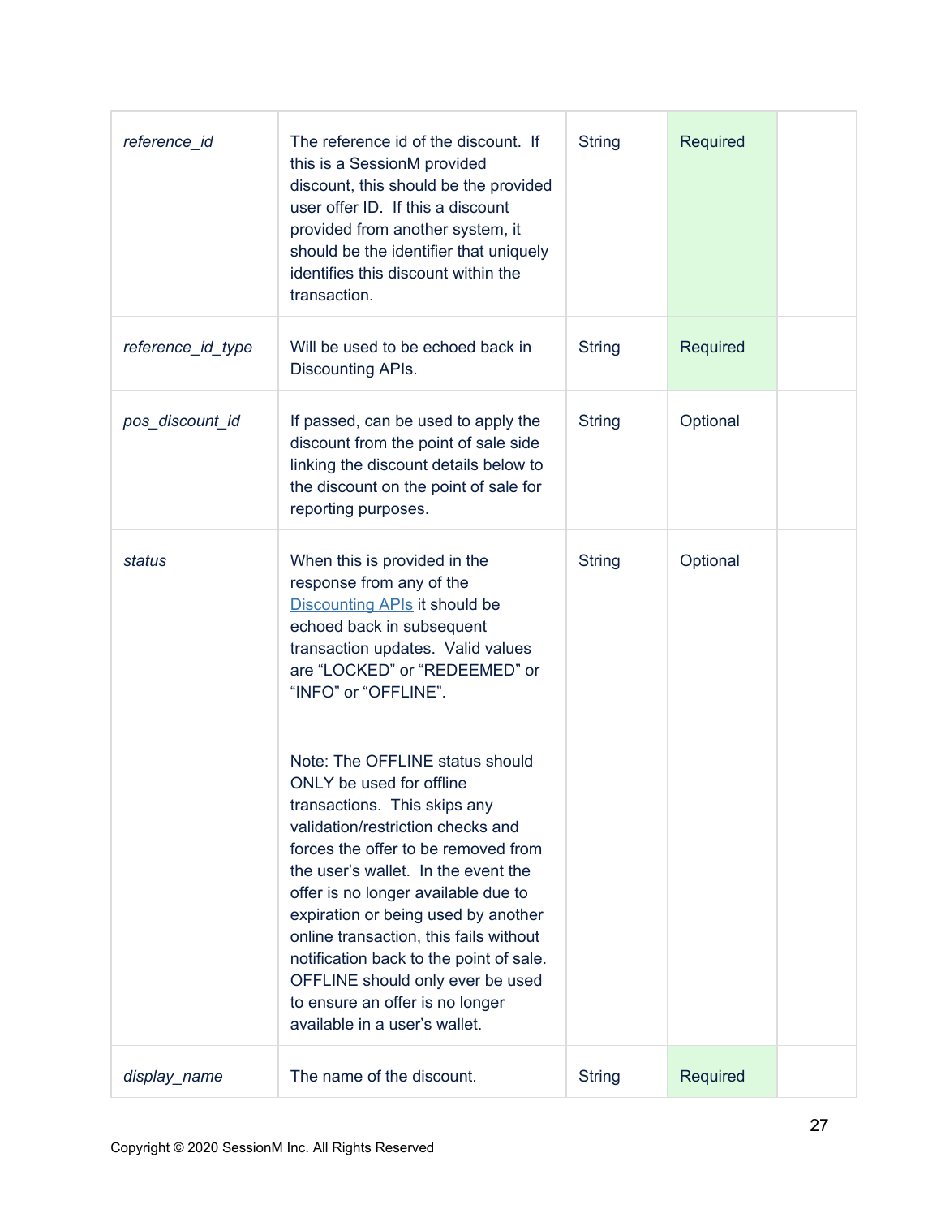| | | | | |
|---|---|---|---|---|
| *reference_id* | The reference id of the discount. If this is a SessionM provided discount, this should be the provided user offer ID. If this a discount provided from another system, it should be the identifier that uniquely identifies this discount within the transaction. | String | Required | |
| *reference_id_type* | Will be used to be echoed back in Discounting APIs. | String | Required | |
| *pos_discount_id* | If passed, can be used to apply the discount from the point of sale side linking the discount details below to the discount on the point of sale for reporting purposes. | String | Optional | |
| *status* | When this is provided in the response from any of the Discounting APIs it should be echoed back in subsequent transaction updates. Valid values are "LOCKED" or "REDEEMED" or "INFO" or "OFFLINE".<br><br>Note: The OFFLINE status should ONLY be used for offline transactions. This skips any validation/restriction checks and forces the offer to be removed from the user's wallet. In the event the offer is no longer available due to expiration or being used by another online transaction, this fails without notification back to the point of sale. OFFLINE should only ever be used to ensure an offer is no longer available in a user's wallet. | String | Optional | |
| *display_name* | The name of the discount. | String | Required | |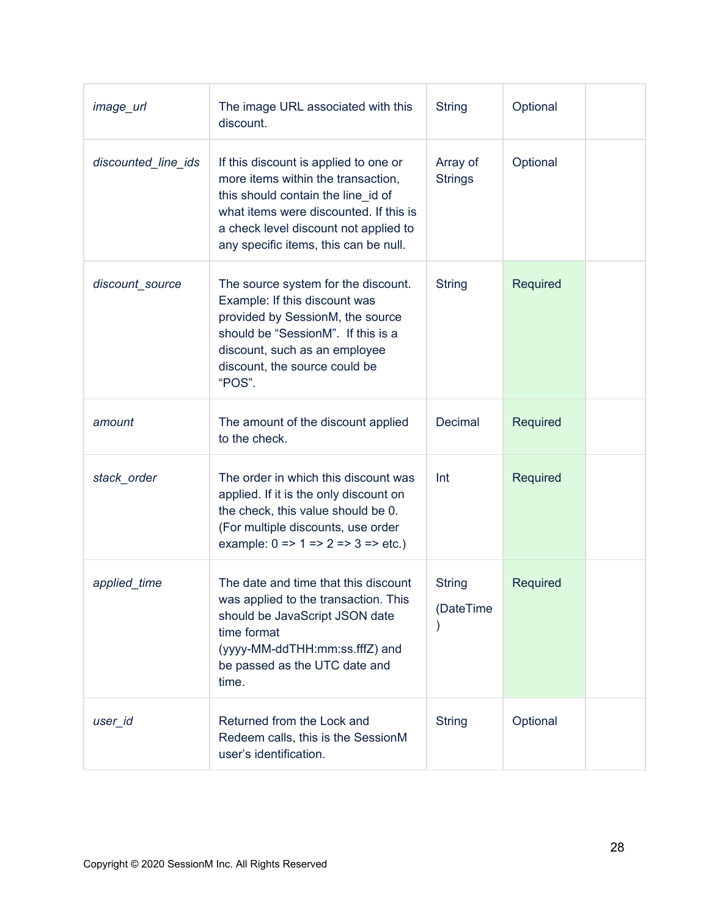| | | | | |
|---|---|---|---|---|
| *image_url* | The image URL associated with this discount. | String | Optional | |
| *discounted_line_ids* | If this discount is applied to one or more items within the transaction, this should contain the line_id of what items were discounted. If this is a check level discount not applied to any specific items, this can be null. | Array of Strings | Optional | |
| *discount_source* | The source system for the discount. Example: If this discount was provided by SessionM, the source should be "SessionM". If this is a discount, such as an employee discount, the source could be "POS". | String | Required | |
| *amount* | The amount of the discount applied to the check. | Decimal | Required | |
| *stack_order* | The order in which this discount was applied. If it is the only discount on the check, this value should be 0. (For multiple discounts, use order example: 0 => 1 => 2 => 3 => etc.) | Int | Required | |
| *applied_time* | The date and time that this discount was applied to the transaction. This should be JavaScript JSON date time format (yyyy-MM-ddTHH:mm:ss.fffZ) and be passed as the UTC date and time. | String (DateTime) | Required | |
| *user_id* | Returned from the Lock and Redeem calls, this is the SessionM user's identification. | String | Optional | |

Copyright © 2020 SessionM Inc. All Rights Reserved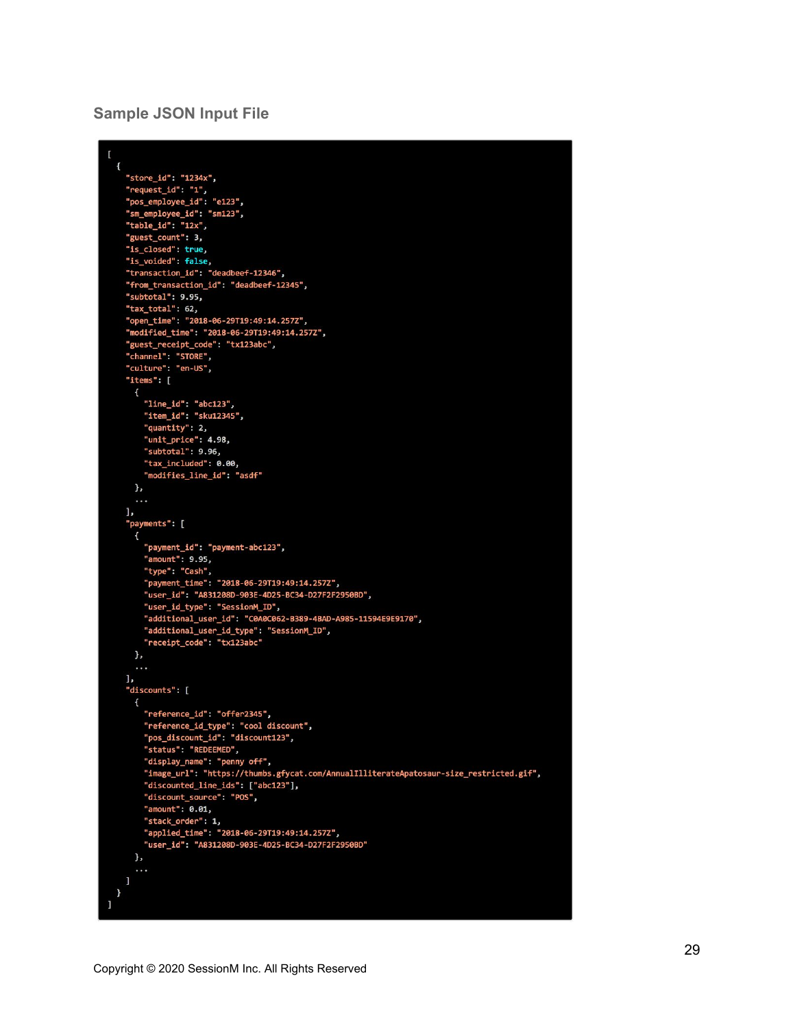## Sample JSON Input File

```
[
  {
    "store_id": "1234x",
    "request_id": "1",
    "pos_employee_id": "e123",
    "sm_employee_id": "sm123",
    "table_id": "12x",
    "guest_count": 3,
    "is_closed": true,
    "is_voided": false,
    "transaction_id": "deadbeef-12346",
    "from_transaction_id": "deadbeef-12345",
    "subtotal": 9.95,
    "tax_total": 62,
    "open_time": "2018-06-29T19:49:14.257Z",
    "modified_time": "2018-06-29T19:49:14.257Z",
    "guest_receipt_code": "tx123abc",
    "channel": "STORE",
    "culture": "en-US",
    "items": [
      {
        "line_id": "abc123",
        "item_id": "sku12345",
        "quantity": 2,
        "unit_price": 4.98,
        "subtotal": 9.96,
        "tax_included": 0.00,
        "modifies_line_id": "asdf"
      },
      ...
    ],
    "payments": [
      {
        "payment_id": "payment-abc123",
        "amount": 9.95,
        "type": "Cash",
        "payment_time": "2018-06-29T19:49:14.257Z",
        "user_id": "A831208D-903E-4D25-BC34-D27F2F2950BD",
        "user_id_type": "SessionM_ID",
        "additional_user_id": "C0A0C062-B389-4BAD-A985-11594E9E9170",
        "additional_user_id_type": "SessionM_ID",
        "receipt_code": "tx123abc"
      },
      ...
    ],
    "discounts": [
      {
        "reference_id": "offer2345",
        "reference_id_type": "cool discount",
        "pos_discount_id": "discount123",
        "status": "REDEEMED",
        "display_name": "penny off",
        "image_url": "https://thumbs.gfycat.com/AnnualIlliterateApatosaur-size_restricted.gif",
        "discounted_line_ids": ["abc123"],
        "discount_source": "POS",
        "amount": 0.01,
        "stack_order": 1,
        "applied_time": "2018-06-29T19:49:14.257Z",
        "user_id": "A831208D-903E-4D25-BC34-D27F2F2950BD"
      },
      ...
    ]
  }
]
```

Copyright © 2020 SessionM Inc. All Rights Reserved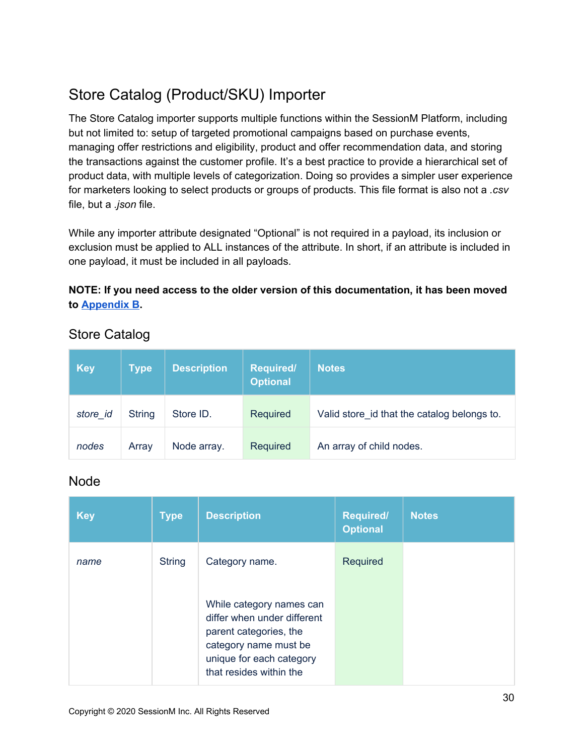## Store Catalog (Product/SKU) Importer

The Store Catalog importer supports multiple functions within the SessionM Platform, including but not limited to: setup of targeted promotional campaigns based on purchase events, managing offer restrictions and eligibility, product and offer recommendation data, and storing the transactions against the customer profile. It's a best practice to provide a hierarchical set of product data, with multiple levels of categorization. Doing so provides a simpler user experience for marketers looking to select products or groups of products. This file format is also not a *.csv* file, but a *.json* file.

While any importer attribute designated "Optional" is not required in a payload, its inclusion or exclusion must be applied to ALL instances of the attribute. In short, if an attribute is included in one payload, it must be included in all payloads.

**NOTE: If you need access to the older version of this documentation, it has been moved to Appendix B.**

### Store Catalog

| Key | Type | Description | Required/ Optional | Notes |
| --- | --- | --- | --- | --- |
| *store_id* | String | Store ID. | Required | Valid store_id that the catalog belongs to. |
| *nodes* | Array | Node array. | Required | An array of child nodes. |

### Node

| Key | Type | Description | Required/ Optional | Notes |
| --- | --- | --- | --- | --- |
| *name* | String | Category name.<br><br>While category names can differ when under different parent categories, the category name must be unique for each category that resides within the | Required | |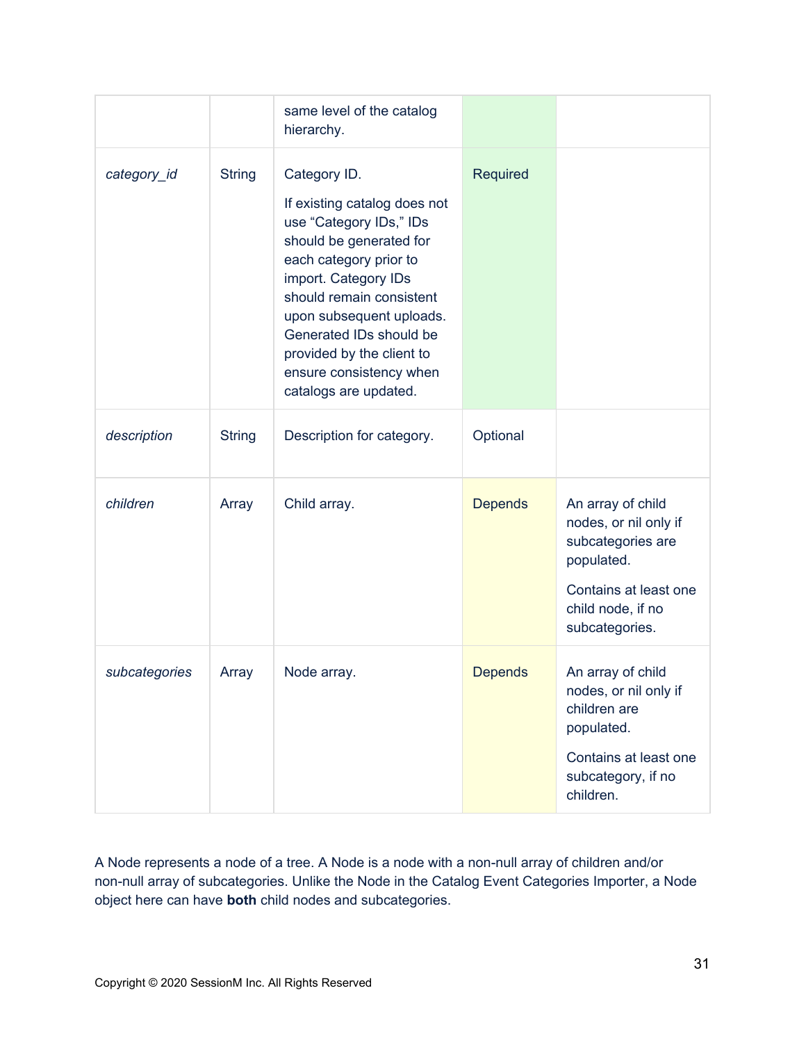| | | | | |
|---|---|---|---|---|
| | | same level of the catalog hierarchy. | | |
| *category_id* | String | Category ID. If existing catalog does not use "Category IDs," IDs should be generated for each category prior to import. Category IDs should remain consistent upon subsequent uploads. Generated IDs should be provided by the client to ensure consistency when catalogs are updated. | Required | |
| *description* | String | Description for category. | Optional | |
| *children* | Array | Child array. | Depends | An array of child nodes, or nil only if subcategories are populated. Contains at least one child node, if no subcategories. |
| *subcategories* | Array | Node array. | Depends | An array of child nodes, or nil only if children are populated. Contains at least one subcategory, if no children. |

A Node represents a node of a tree. A Node is a node with a non-null array of children and/or non-null array of subcategories. Unlike the Node in the Catalog Event Categories Importer, a Node object here can have **both** child nodes and subcategories.

Copyright © 2020 SessionM Inc. All Rights Reserved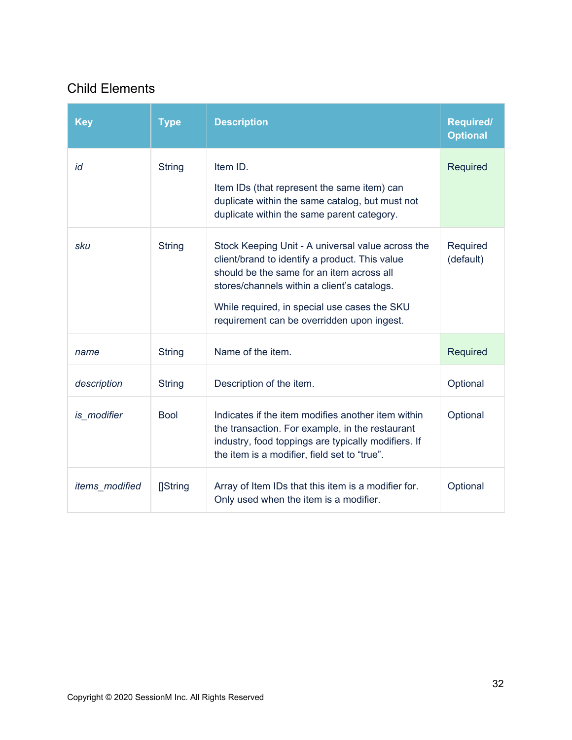## Child Elements

| Key | Type | Description | Required/ Optional |
|---|---|---|---|
| *id* | String | Item ID.<br><br>Item IDs (that represent the same item) can duplicate within the same catalog, but must not duplicate within the same parent category. | Required |
| *sku* | String | Stock Keeping Unit - A universal value across the client/brand to identify a product. This value should be the same for an item across all stores/channels within a client's catalogs.<br><br>While required, in special use cases the SKU requirement can be overridden upon ingest. | Required (default) |
| *name* | String | Name of the item. | Required |
| *description* | String | Description of the item. | Optional |
| *is_modifier* | Bool | Indicates if the item modifies another item within the transaction. For example, in the restaurant industry, food toppings are typically modifiers. If the item is a modifier, field set to "true". | Optional |
| *items_modified* | []String | Array of Item IDs that this item is a modifier for. Only used when the item is a modifier. | Optional |

Copyright © 2020 SessionM Inc. All Rights Reserved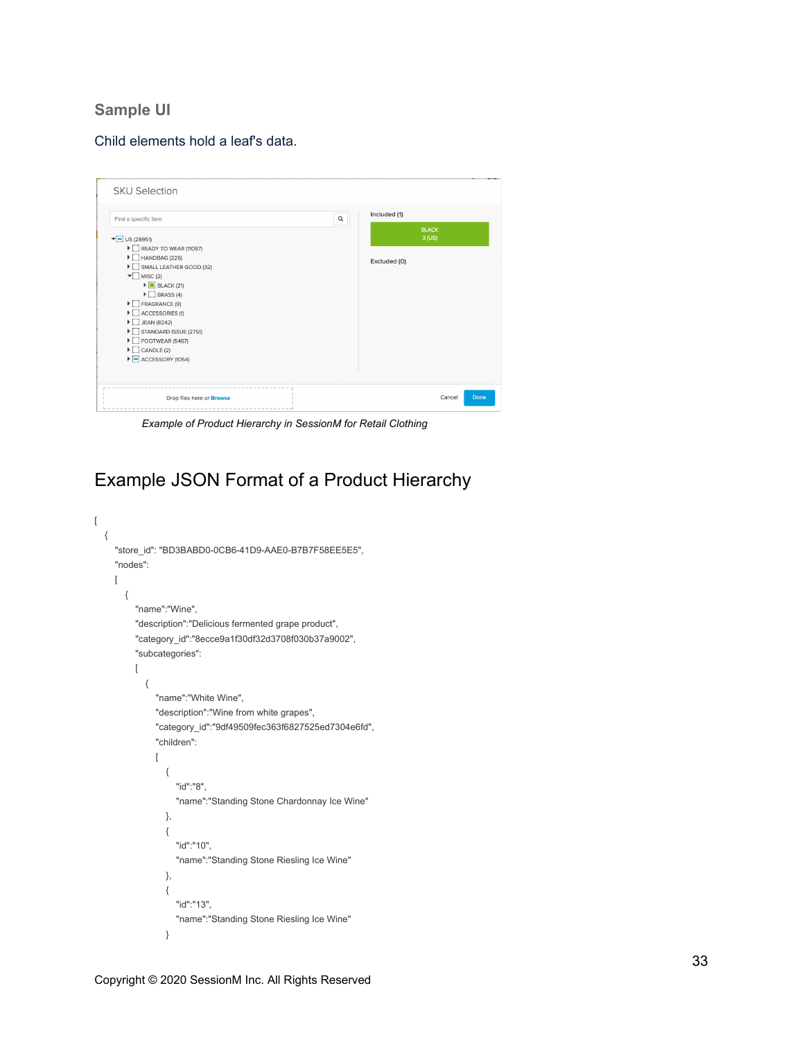### Sample UI

Child elements hold a leaf's data.

*Example of Product Hierarchy in SessionM for Retail Clothing*

## Example JSON Format of a Product Hierarchy

```
[
  {
    "store_id": "BD3BABD0-0CB6-41D9-AAE0-B7B7F58EE5E5",
    "nodes":
    [
      {
        "name":"Wine",
        "description":"Delicious fermented grape product",
        "category_id":"8ecce9a1f30df32d3708f030b37a9002",
        "subcategories":
        [
          {
            "name":"White Wine",
            "description":"Wine from white grapes",
            "category_id":"9df49509fec363f6827525ed7304e6fd",
            "children":
            [
              {
                "id":"8",
                "name":"Standing Stone Chardonnay Ice Wine"
              },
              {
                "id":"10",
                "name":"Standing Stone Riesling Ice Wine"
              },
              {
                "id":"13",
                "name":"Standing Stone Riesling Ice Wine"
              }
```

Copyright © 2020 SessionM Inc. All Rights Reserved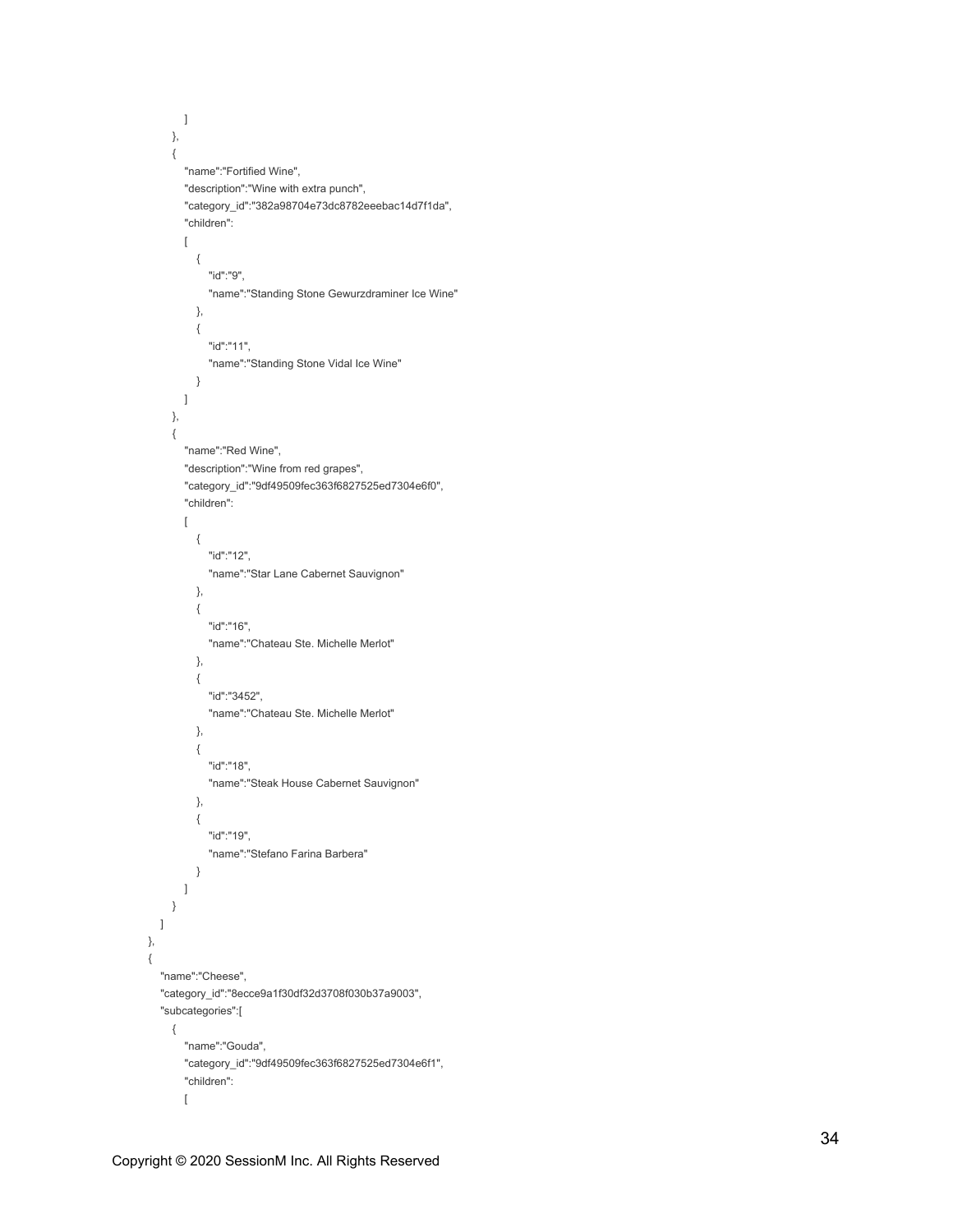```
            ]
         },
         {
            "name":"Fortified Wine",
            "description":"Wine with extra punch",
            "category_id":"382a98704e73dc8782eeebac14d7f1da",
            "children":
            [
               {
                  "id":"9",
                  "name":"Standing Stone Gewurzdraminer Ice Wine"
               },
               {
                  "id":"11",
                  "name":"Standing Stone Vidal Ice Wine"
               }
            ]
         },
         {
            "name":"Red Wine",
            "description":"Wine from red grapes",
            "category_id":"9df49509fec363f6827525ed7304e6f0",
            "children":
            [
               {
                  "id":"12",
                  "name":"Star Lane Cabernet Sauvignon"
               },
               {
                  "id":"16",
                  "name":"Chateau Ste. Michelle Merlot"
               },
               {
                  "id":"3452",
                  "name":"Chateau Ste. Michelle Merlot"
               },
               {
                  "id":"18",
                  "name":"Steak House Cabernet Sauvignon"
               },
               {
                  "id":"19",
                  "name":"Stefano Farina Barbera"
               }
            ]
         }
      ]
   },
   {
      "name":"Cheese",
      "category_id":"8ecce9a1f30df32d3708f030b37a9003",
      "subcategories":[
         {
            "name":"Gouda",
            "category_id":"9df49509fec363f6827525ed7304e6f1",
            "children":
            [
```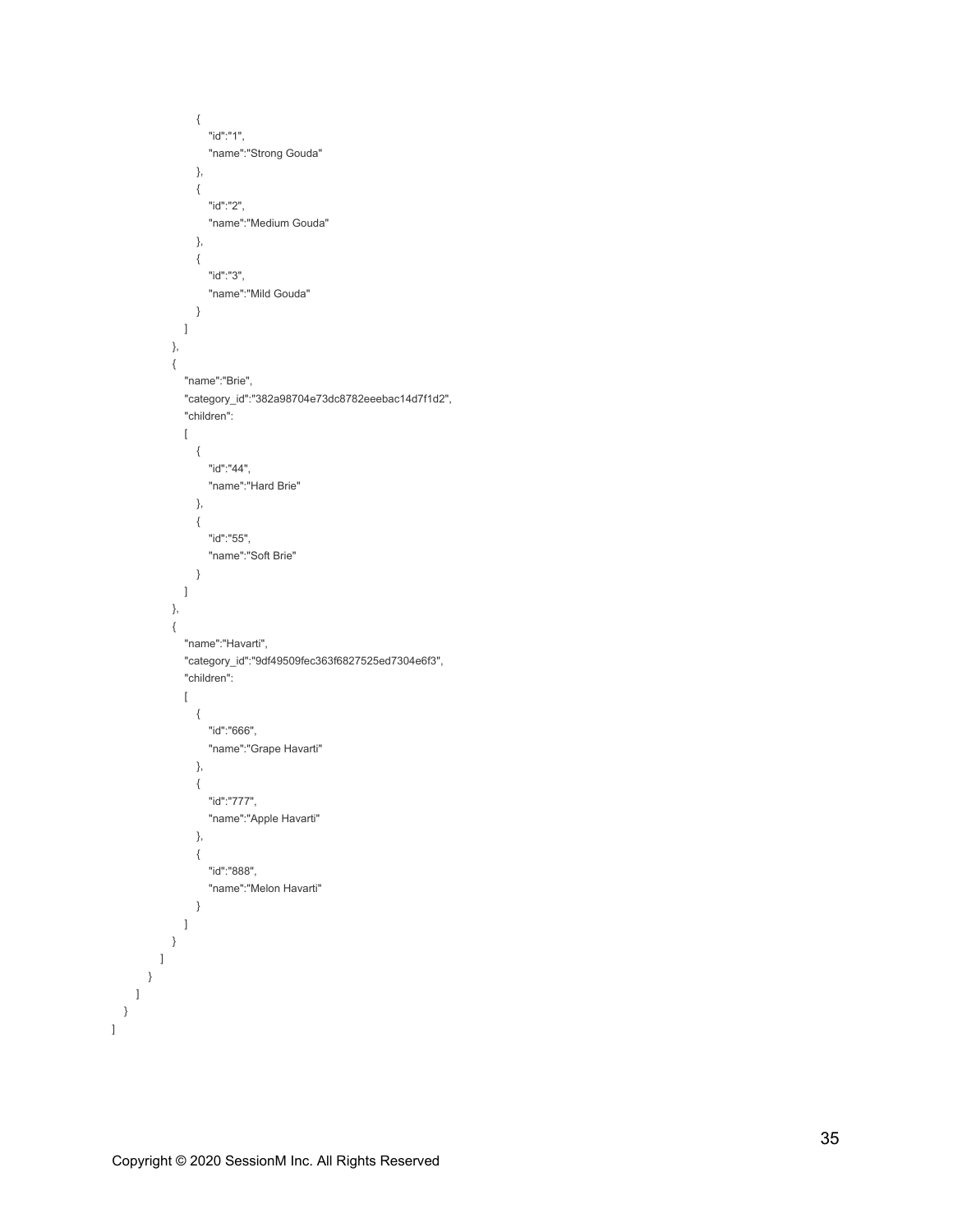```
                {
                    "id":"1",
                    "name":"Strong Gouda"
                },
                {
                    "id":"2",
                    "name":"Medium Gouda"
                },
                {
                    "id":"3",
                    "name":"Mild Gouda"
                }
            ]
        },
        {
            "name":"Brie",
            "category_id":"382a98704e73dc8782eeebac14d7f1d2",
            "children":
            [
                {
                    "id":"44",
                    "name":"Hard Brie"
                },
                {
                    "id":"55",
                    "name":"Soft Brie"
                }
            ]
        },
        {
            "name":"Havarti",
            "category_id":"9df49509fec363f6827525ed7304e6f3",
            "children":
            [
                {
                    "id":"666",
                    "name":"Grape Havarti"
                },
                {
                    "id":"777",
                    "name":"Apple Havarti"
                },
                {
                    "id":"888",
                    "name":"Melon Havarti"
                }
            ]
        }
      ]
    }
  ]
 }
]
```

Copyright © 2020 SessionM Inc. All Rights Reserved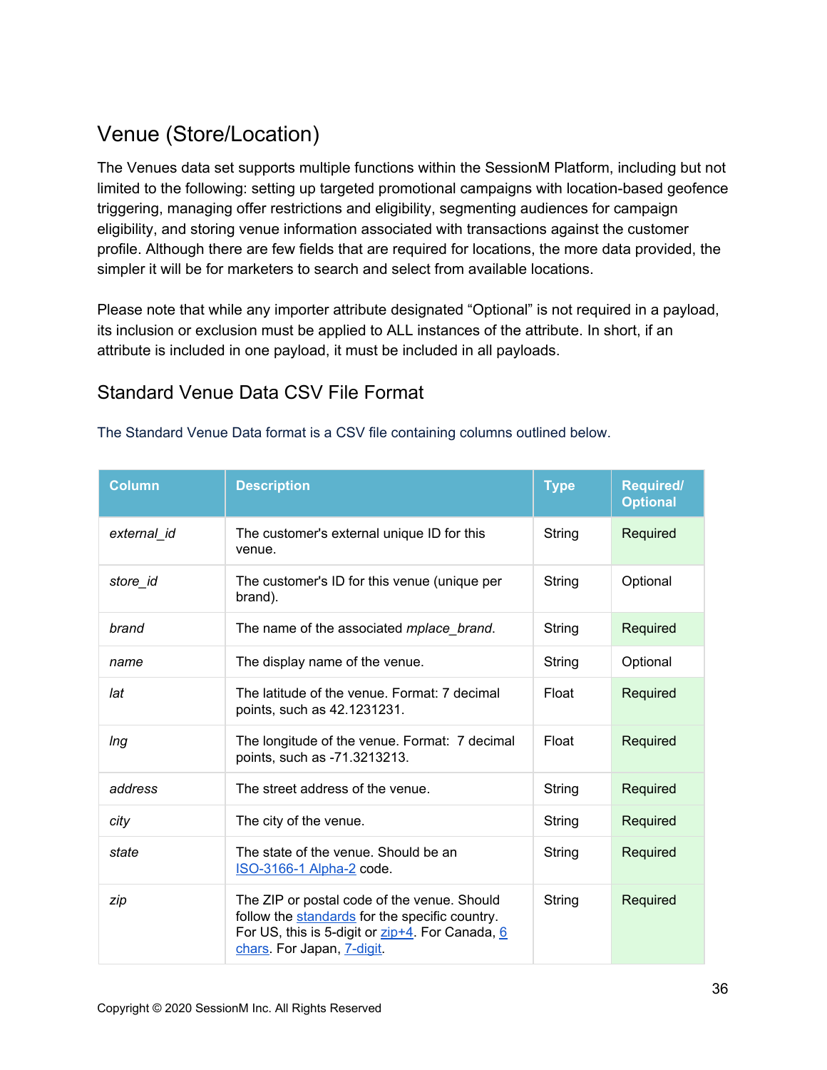# Venue (Store/Location)

The Venues data set supports multiple functions within the SessionM Platform, including but not limited to the following: setting up targeted promotional campaigns with location-based geofence triggering, managing offer restrictions and eligibility, segmenting audiences for campaign eligibility, and storing venue information associated with transactions against the customer profile. Although there are few fields that are required for locations, the more data provided, the simpler it will be for marketers to search and select from available locations.

Please note that while any importer attribute designated "Optional" is not required in a payload, its inclusion or exclusion must be applied to ALL instances of the attribute. In short, if an attribute is included in one payload, it must be included in all payloads.

## Standard Venue Data CSV File Format

The Standard Venue Data format is a CSV file containing columns outlined below.

| Column | Description | Type | Required/ Optional |
|---|---|---|---|
| *external_id* | The customer's external unique ID for this venue. | String | Required |
| *store_id* | The customer's ID for this venue (unique per brand). | String | Optional |
| *brand* | The name of the associated *mplace_brand*. | String | Required |
| *name* | The display name of the venue. | String | Optional |
| *lat* | The latitude of the venue. Format: 7 decimal points, such as 42.1231231. | Float | Required |
| *lng* | The longitude of the venue. Format: 7 decimal points, such as -71.3213213. | Float | Required |
| *address* | The street address of the venue. | String | Required |
| *city* | The city of the venue. | String | Required |
| *state* | The state of the venue. Should be an ISO-3166-1 Alpha-2 code. | String | Required |
| *zip* | The ZIP or postal code of the venue. Should follow the standards for the specific country. For US, this is 5-digit or zip+4. For Canada, 6 chars. For Japan, 7-digit. | String | Required |

Copyright © 2020 SessionM Inc. All Rights Reserved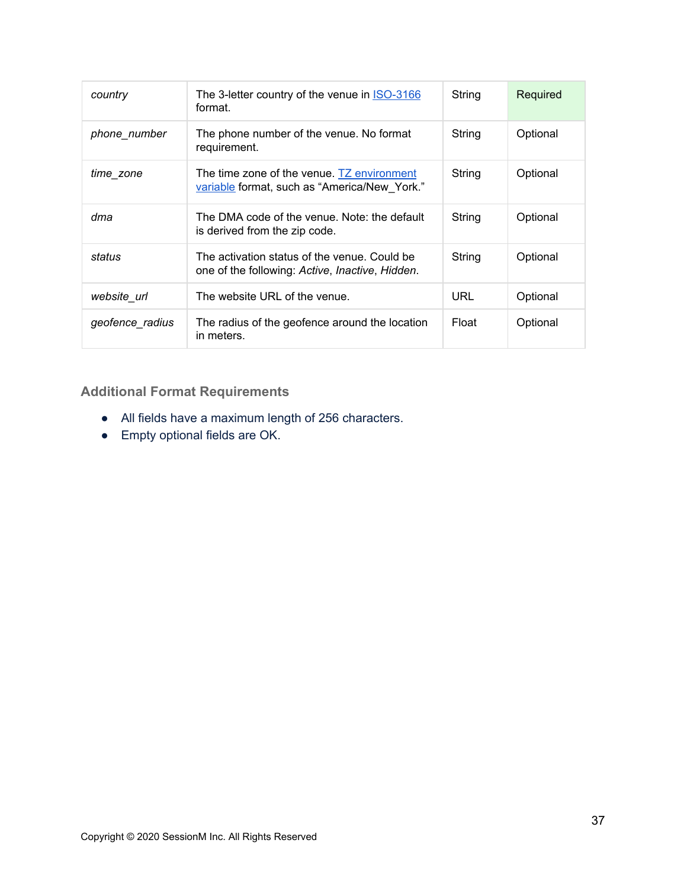| *country* | The 3-letter country of the venue in ISO-3166 format. | String | Required |
|---|---|---|---|
| *phone_number* | The phone number of the venue. No format requirement. | String | Optional |
| *time_zone* | The time zone of the venue. TZ environment variable format, such as "America/New_York." | String | Optional |
| *dma* | The DMA code of the venue. Note: the default is derived from the zip code. | String | Optional |
| *status* | The activation status of the venue. Could be one of the following: *Active*, *Inactive*, *Hidden*. | String | Optional |
| *website_url* | The website URL of the venue. | URL | Optional |
| *geofence_radius* | The radius of the geofence around the location in meters. | Float | Optional |

### Additional Format Requirements

- All fields have a maximum length of 256 characters.
- Empty optional fields are OK.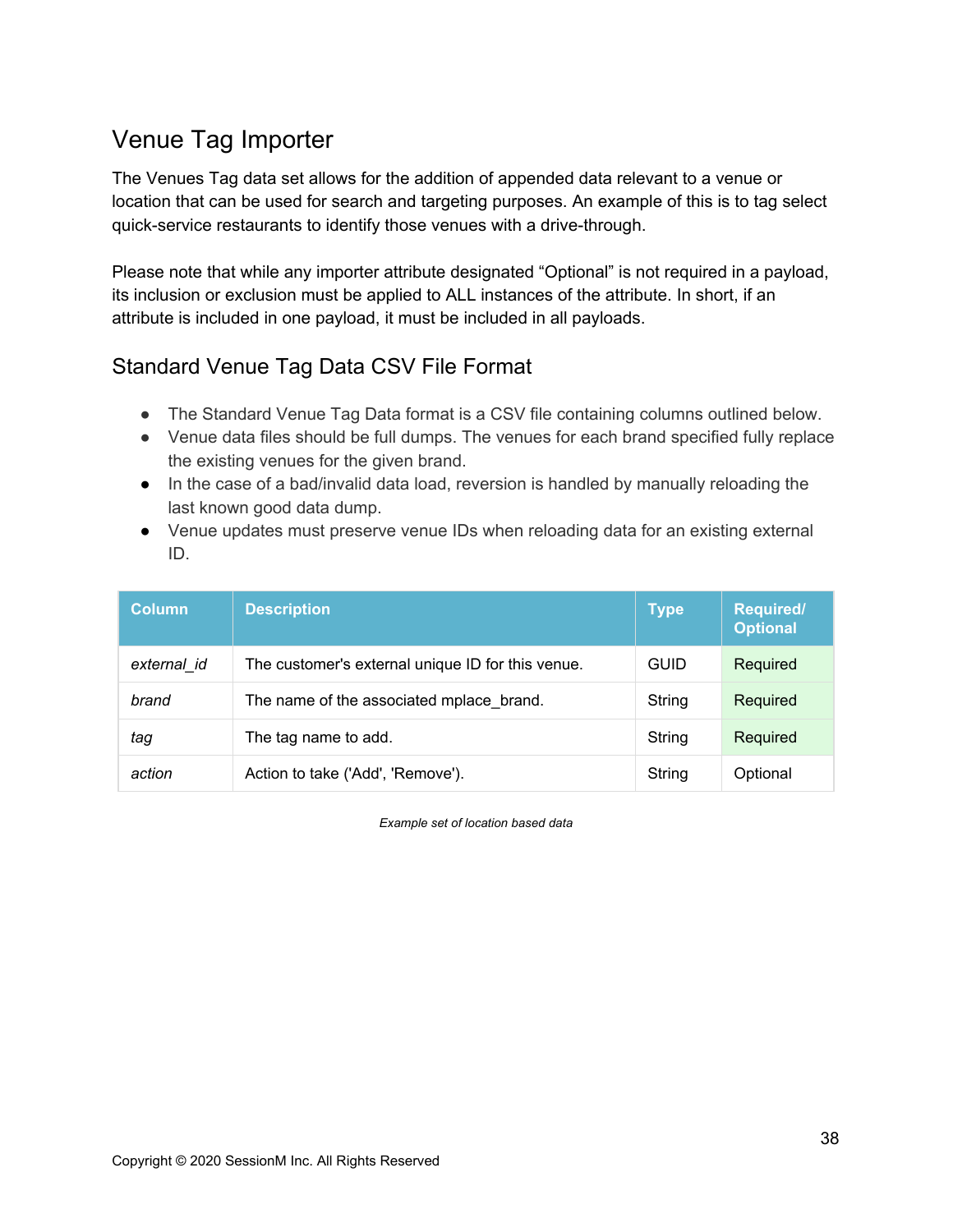## Venue Tag Importer

The Venues Tag data set allows for the addition of appended data relevant to a venue or location that can be used for search and targeting purposes. An example of this is to tag select quick-service restaurants to identify those venues with a drive-through.

Please note that while any importer attribute designated "Optional" is not required in a payload, its inclusion or exclusion must be applied to ALL instances of the attribute. In short, if an attribute is included in one payload, it must be included in all payloads.

### Standard Venue Tag Data CSV File Format

- The Standard Venue Tag Data format is a CSV file containing columns outlined below.
- Venue data files should be full dumps. The venues for each brand specified fully replace the existing venues for the given brand.
- In the case of a bad/invalid data load, reversion is handled by manually reloading the last known good data dump.
- Venue updates must preserve venue IDs when reloading data for an existing external ID.

| Column | Description | Type | Required/ Optional |
|---|---|---|---|
| *external_id* | The customer's external unique ID for this venue. | GUID | Required |
| *brand* | The name of the associated mplace_brand. | String | Required |
| *tag* | The tag name to add. | String | Required |
| *action* | Action to take ('Add', 'Remove'). | String | Optional |

*Example set of location based data*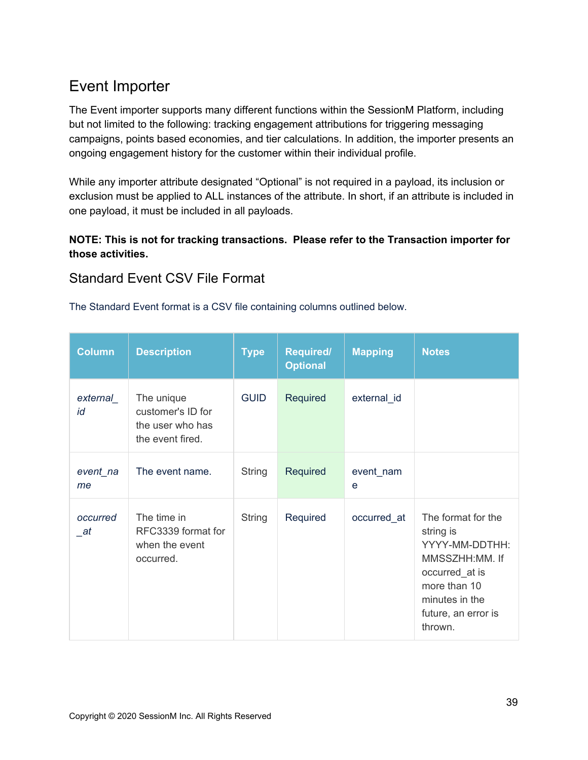## Event Importer

The Event importer supports many different functions within the SessionM Platform, including but not limited to the following: tracking engagement attributions for triggering messaging campaigns, points based economies, and tier calculations. In addition, the importer presents an ongoing engagement history for the customer within their individual profile.

While any importer attribute designated “Optional” is not required in a payload, its inclusion or exclusion must be applied to ALL instances of the attribute. In short, if an attribute is included in one payload, it must be included in all payloads.

**NOTE: This is not for tracking transactions. Please refer to the Transaction importer for those activities.**

### Standard Event CSV File Format

The Standard Event format is a CSV file containing columns outlined below.

| Column | Description | Type | Required/ Optional | Mapping | Notes |
|---|---|---|---|---|---|
| *external_id* | The unique customer's ID for the user who has the event fired. | GUID | Required | external_id | |
| *event_name* | The event name. | String | Required | event_name | |
| *occurred_at* | The time in RFC3339 format for when the event occurred. | String | Required | occurred_at | The format for the string is YYYY-MM-DDTHH:MMSSZHH:MM. If occurred_at is more than 10 minutes in the future, an error is thrown. |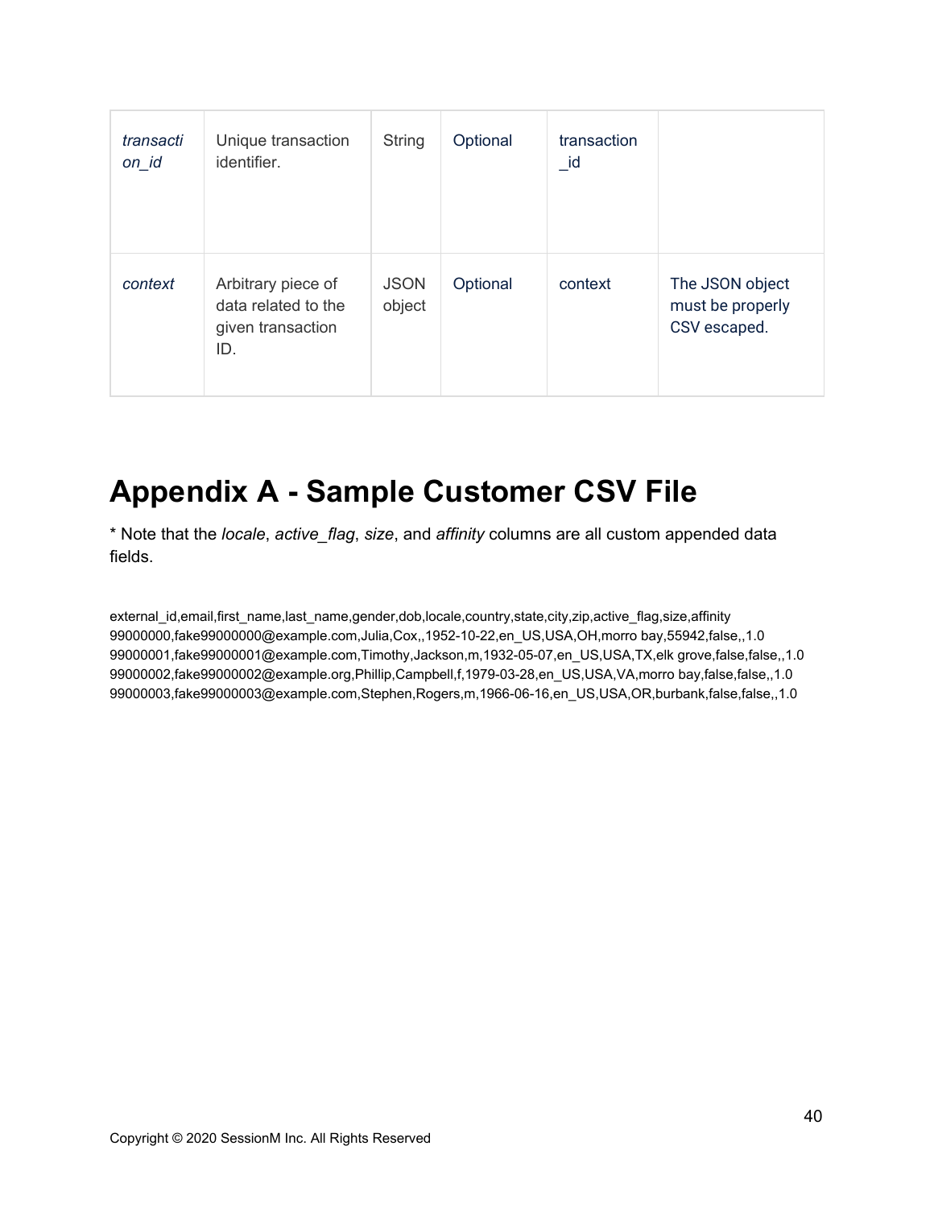| *transaction_id* | Unique transaction identifier. | String | Optional | transaction_id | |
|---|---|---|---|---|---|
| *context* | Arbitrary piece of data related to the given transaction ID. | JSON object | Optional | context | The JSON object must be properly CSV escaped. |

# Appendix A - Sample Customer CSV File

* Note that the *locale*, *active_flag*, *size*, and *affinity* columns are all custom appended data fields.

```
external_id,email,first_name,last_name,gender,dob,locale,country,state,city,zip,active_flag,size,affinity
99000000,fake99000000@example.com,Julia,Cox,,1952-10-22,en_US,USA,OH,morro bay,55942,false,,1.0
99000001,fake99000001@example.com,Timothy,Jackson,m,1932-05-07,en_US,USA,TX,elk grove,false,false,,1.0
99000002,fake99000002@example.org,Phillip,Campbell,f,1979-03-28,en_US,USA,VA,morro bay,false,false,,1.0
99000003,fake99000003@example.com,Stephen,Rogers,m,1966-06-16,en_US,USA,OR,burbank,false,false,,1.0
```

Copyright © 2020 SessionM Inc. All Rights Reserved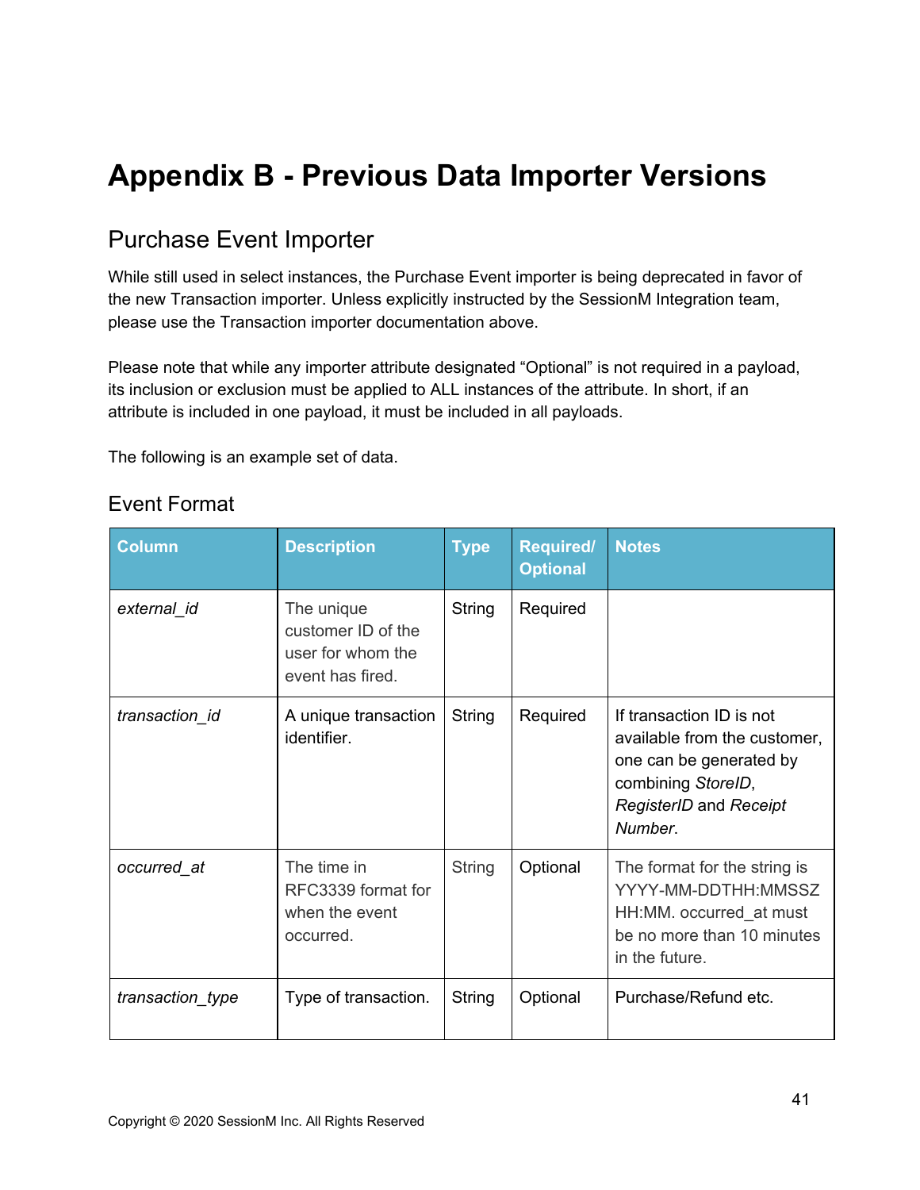# Appendix B - Previous Data Importer Versions

## Purchase Event Importer

While still used in select instances, the Purchase Event importer is being deprecated in favor of the new Transaction importer. Unless explicitly instructed by the SessionM Integration team, please use the Transaction importer documentation above.

Please note that while any importer attribute designated “Optional” is not required in a payload, its inclusion or exclusion must be applied to ALL instances of the attribute. In short, if an attribute is included in one payload, it must be included in all payloads.

The following is an example set of data.

### Event Format

| Column | Description | Type | Required/ Optional | Notes |
|---|---|---|---|---|
| *external_id* | The unique customer ID of the user for whom the event has fired. | String | Required | |
| *transaction_id* | A unique transaction identifier. | String | Required | If transaction ID is not available from the customer, one can be generated by combining *StoreID*, *RegisterID* and *Receipt Number*. |
| *occurred_at* | The time in RFC3339 format for when the event occurred. | String | Optional | The format for the string is YYYY-MM-DDTHH:MMSSZ HH:MM. occurred_at must be no more than 10 minutes in the future. |
| *transaction_type* | Type of transaction. | String | Optional | Purchase/Refund etc. |

Copyright © 2020 SessionM Inc. All Rights Reserved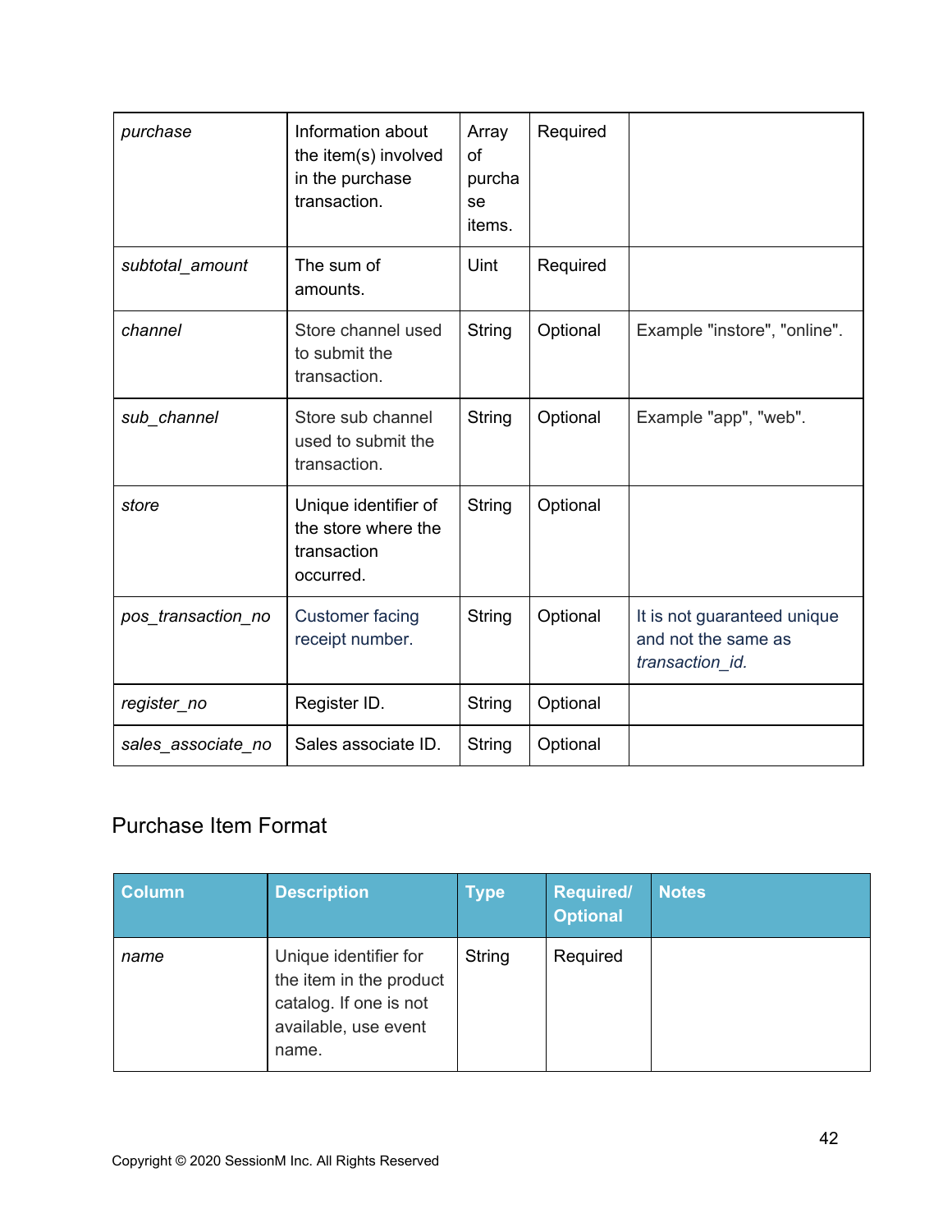| | | | | |
|---|---|---|---|---|
| *purchase* | Information about the item(s) involved in the purchase transaction. | Array of purchase items. | Required | |
| *subtotal_amount* | The sum of amounts. | Uint | Required | |
| *channel* | Store channel used to submit the transaction. | String | Optional | Example "instore", "online". |
| *sub_channel* | Store sub channel used to submit the transaction. | String | Optional | Example "app", "web". |
| *store* | Unique identifier of the store where the transaction occurred. | String | Optional | |
| *pos_transaction_no* | Customer facing receipt number. | String | Optional | It is not guaranteed unique and not the same as *transaction_id*. |
| *register_no* | Register ID. | String | Optional | |
| *sales_associate_no* | Sales associate ID. | String | Optional | |

## Purchase Item Format

| Column | Description | Type | Required/ Optional | Notes |
|---|---|---|---|---|
| *name* | Unique identifier for the item in the product catalog. If one is not available, use event name. | String | Required | |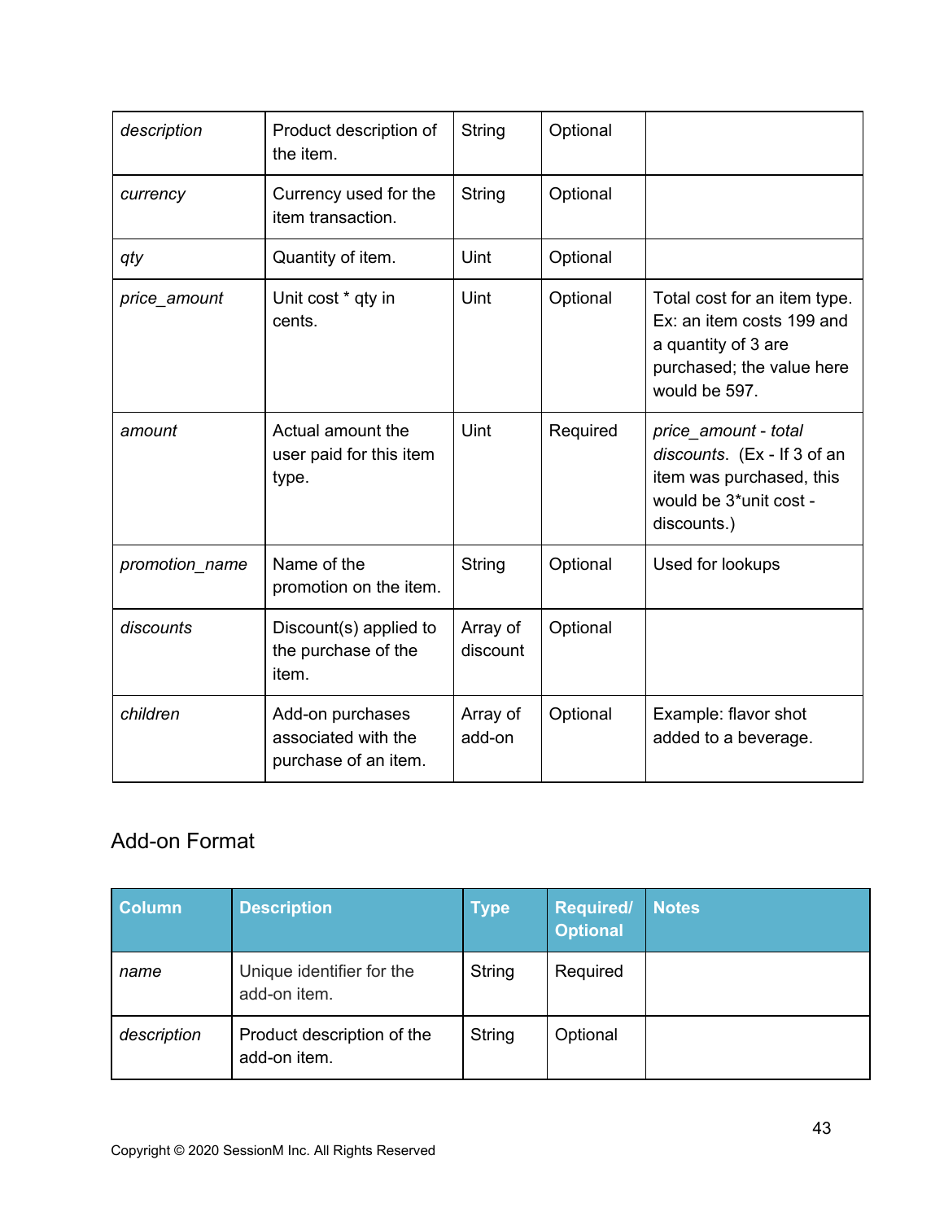| | | | | |
|---|---|---|---|---|
| *description* | Product description of the item. | String | Optional | |
| *currency* | Currency used for the item transaction. | String | Optional | |
| *qty* | Quantity of item. | Uint | Optional | |
| *price_amount* | Unit cost * qty in cents. | Uint | Optional | Total cost for an item type. Ex: an item costs 199 and a quantity of 3 are purchased; the value here would be 597. |
| *amount* | Actual amount the user paid for this item type. | Uint | Required | *price_amount - total discounts*. (Ex - If 3 of an item was purchased, this would be 3*unit cost - discounts.) |
| *promotion_name* | Name of the promotion on the item. | String | Optional | Used for lookups |
| *discounts* | Discount(s) applied to the purchase of the item. | Array of discount | Optional | |
| *children* | Add-on purchases associated with the purchase of an item. | Array of add-on | Optional | Example: flavor shot added to a beverage. |

## Add-on Format

| Column | Description | Type | Required/ Optional | Notes |
|---|---|---|---|---|
| *name* | Unique identifier for the add-on item. | String | Required | |
| *description* | Product description of the add-on item. | String | Optional | |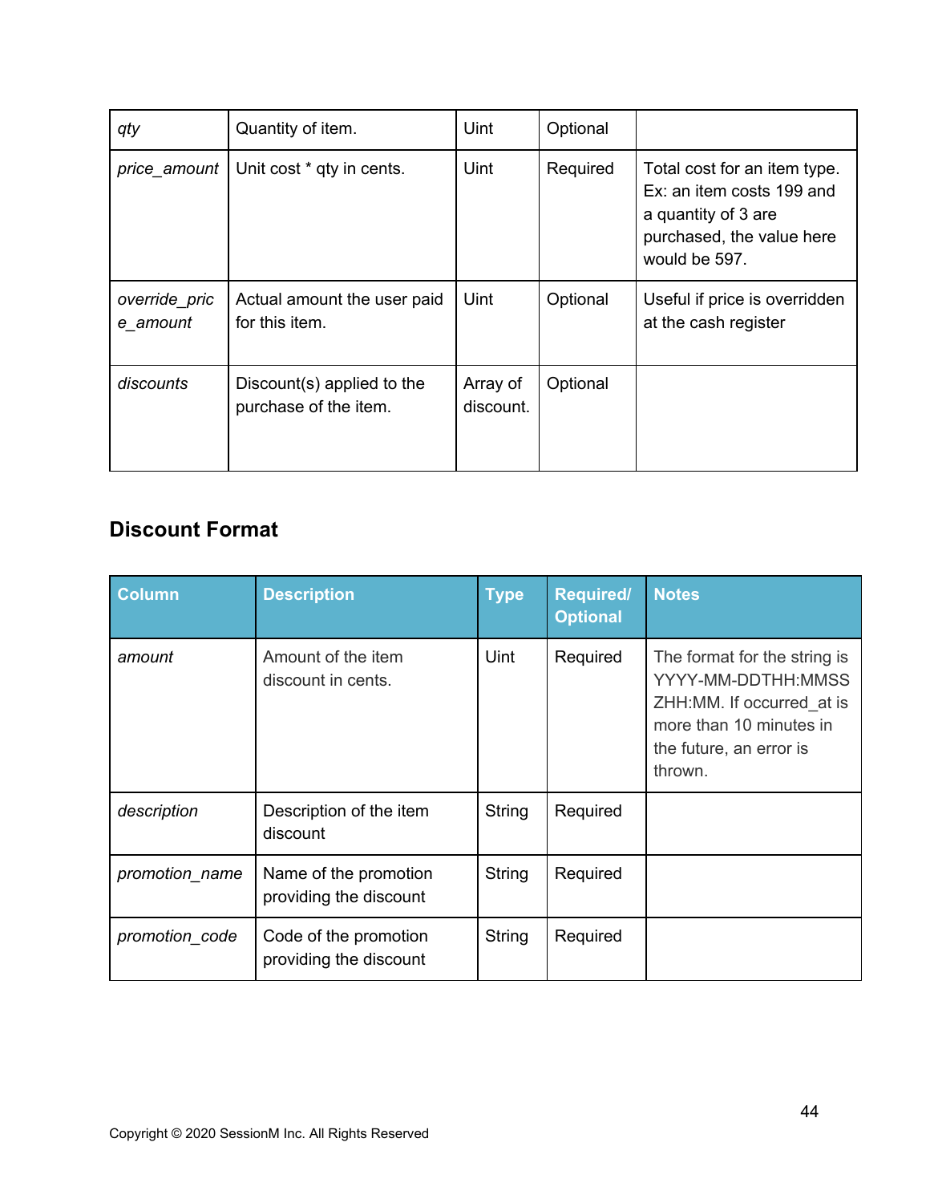| *qty* | Quantity of item. | Uint | Optional | |
|---|---|---|---|---|
| *price_amount* | Unit cost * qty in cents. | Uint | Required | Total cost for an item type. Ex: an item costs 199 and a quantity of 3 are purchased, the value here would be 597. |
| *override_price_amount* | Actual amount the user paid for this item. | Uint | Optional | Useful if price is overridden at the cash register |
| *discounts* | Discount(s) applied to the purchase of the item. | Array of discount. | Optional | |

## Discount Format

| Column | Description | Type | Required/ Optional | Notes |
|---|---|---|---|---|
| *amount* | Amount of the item discount in cents. | Uint | Required | The format for the string is YYYY-MM-DDTHH:MMSSZHH:MM. If occurred_at is more than 10 minutes in the future, an error is thrown. |
| *description* | Description of the item discount | String | Required | |
| *promotion_name* | Name of the promotion providing the discount | String | Required | |
| *promotion_code* | Code of the promotion providing the discount | String | Required | |

Copyright © 2020 SessionM Inc. All Rights Reserved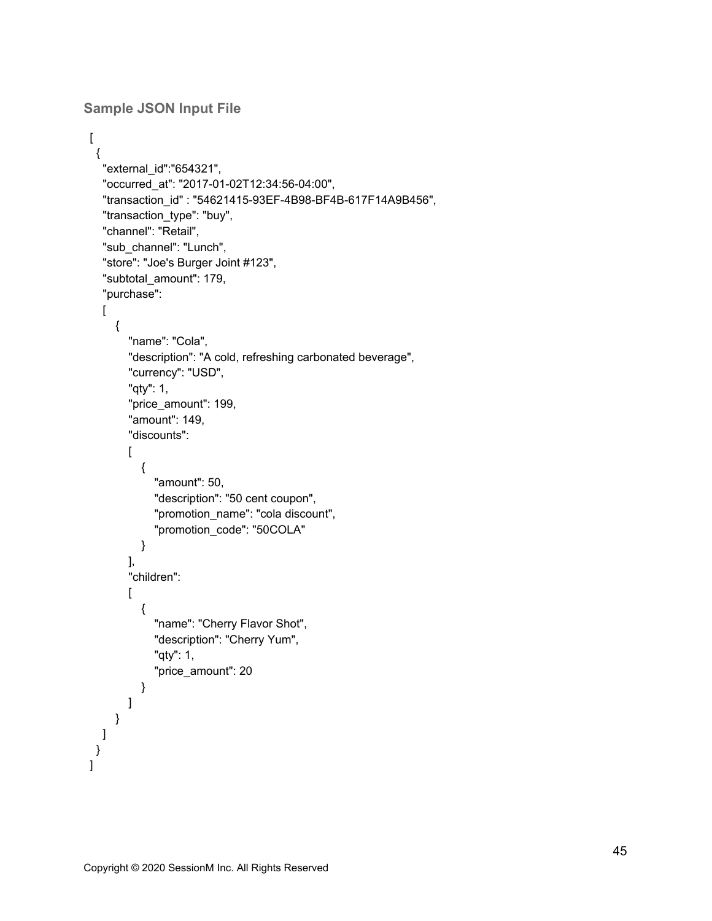### Sample JSON Input File

```
[
  {
    "external_id":"654321",
    "occurred_at": "2017-01-02T12:34:56-04:00",
    "transaction_id" : "54621415-93EF-4B98-BF4B-617F14A9B456",
    "transaction_type": "buy",
    "channel": "Retail",
    "sub_channel": "Lunch",
    "store": "Joe's Burger Joint #123",
    "subtotal_amount": 179,
    "purchase":
    [
      {
        "name": "Cola",
        "description": "A cold, refreshing carbonated beverage",
        "currency": "USD",
        "qty": 1,
        "price_amount": 199,
        "amount": 149,
        "discounts":
        [
          {
            "amount": 50,
            "description": "50 cent coupon",
            "promotion_name": "cola discount",
            "promotion_code": "50COLA"
          }
        ],
        "children":
        [
          {
            "name": "Cherry Flavor Shot",
            "description": "Cherry Yum",
            "qty": 1,
            "price_amount": 20
          }
        ]
      }
    ]
  }
]
```

Copyright © 2020 SessionM Inc. All Rights Reserved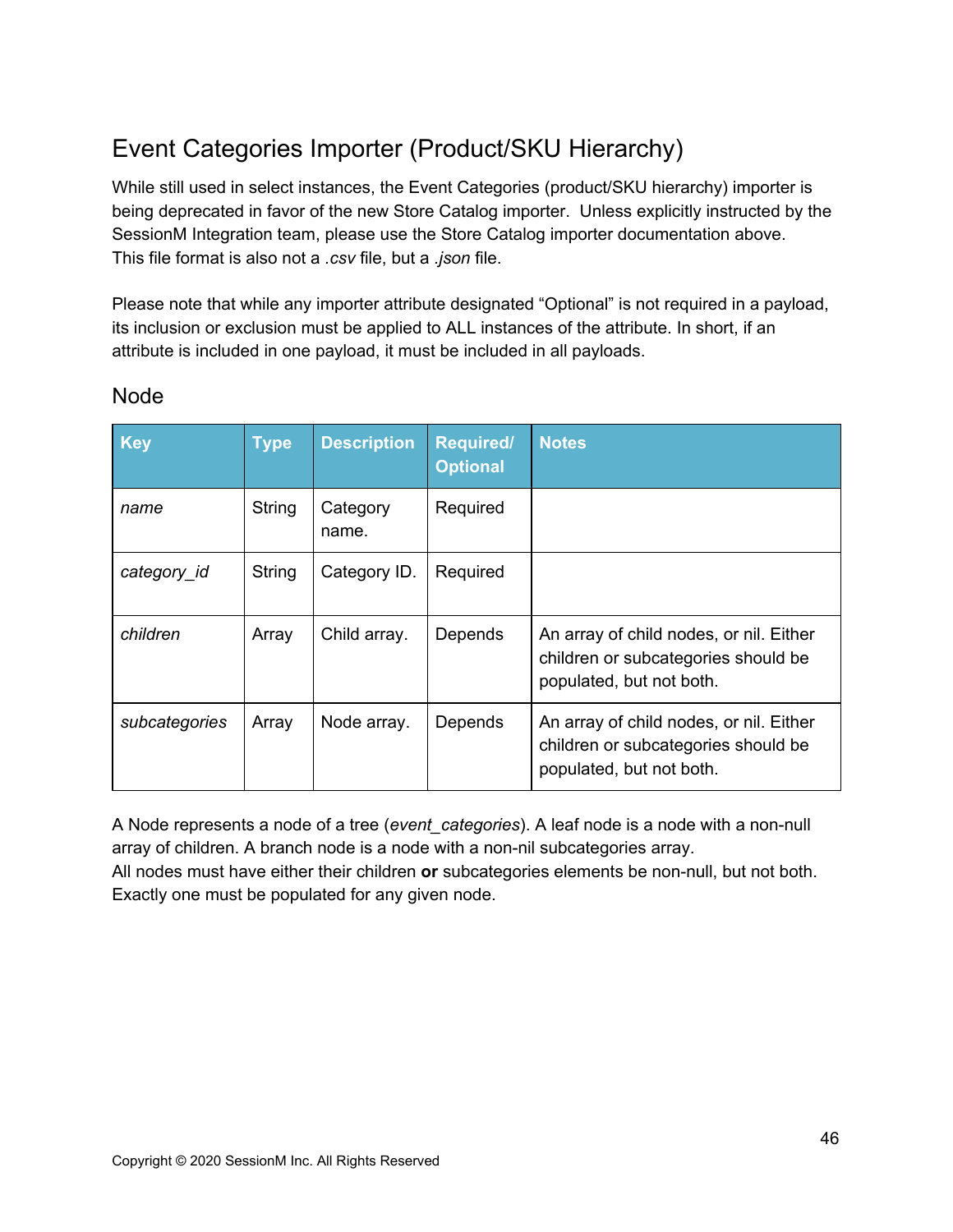## Event Categories Importer (Product/SKU Hierarchy)

While still used in select instances, the Event Categories (product/SKU hierarchy) importer is being deprecated in favor of the new Store Catalog importer. Unless explicitly instructed by the SessionM Integration team, please use the Store Catalog importer documentation above. This file format is also not a *.csv* file, but a *.json* file.

Please note that while any importer attribute designated "Optional" is not required in a payload, its inclusion or exclusion must be applied to ALL instances of the attribute. In short, if an attribute is included in one payload, it must be included in all payloads.

### Node

| Key | Type | Description | Required/ Optional | Notes |
|---|---|---|---|---|
| *name* | String | Category name. | Required | |
| *category_id* | String | Category ID. | Required | |
| *children* | Array | Child array. | Depends | An array of child nodes, or nil. Either children or subcategories should be populated, but not both. |
| *subcategories* | Array | Node array. | Depends | An array of child nodes, or nil. Either children or subcategories should be populated, but not both. |

A Node represents a node of a tree (*event_categories*). A leaf node is a node with a non-null array of children. A branch node is a node with a non-nil subcategories array.
All nodes must have either their children **or** subcategories elements be non-null, but not both. Exactly one must be populated for any given node.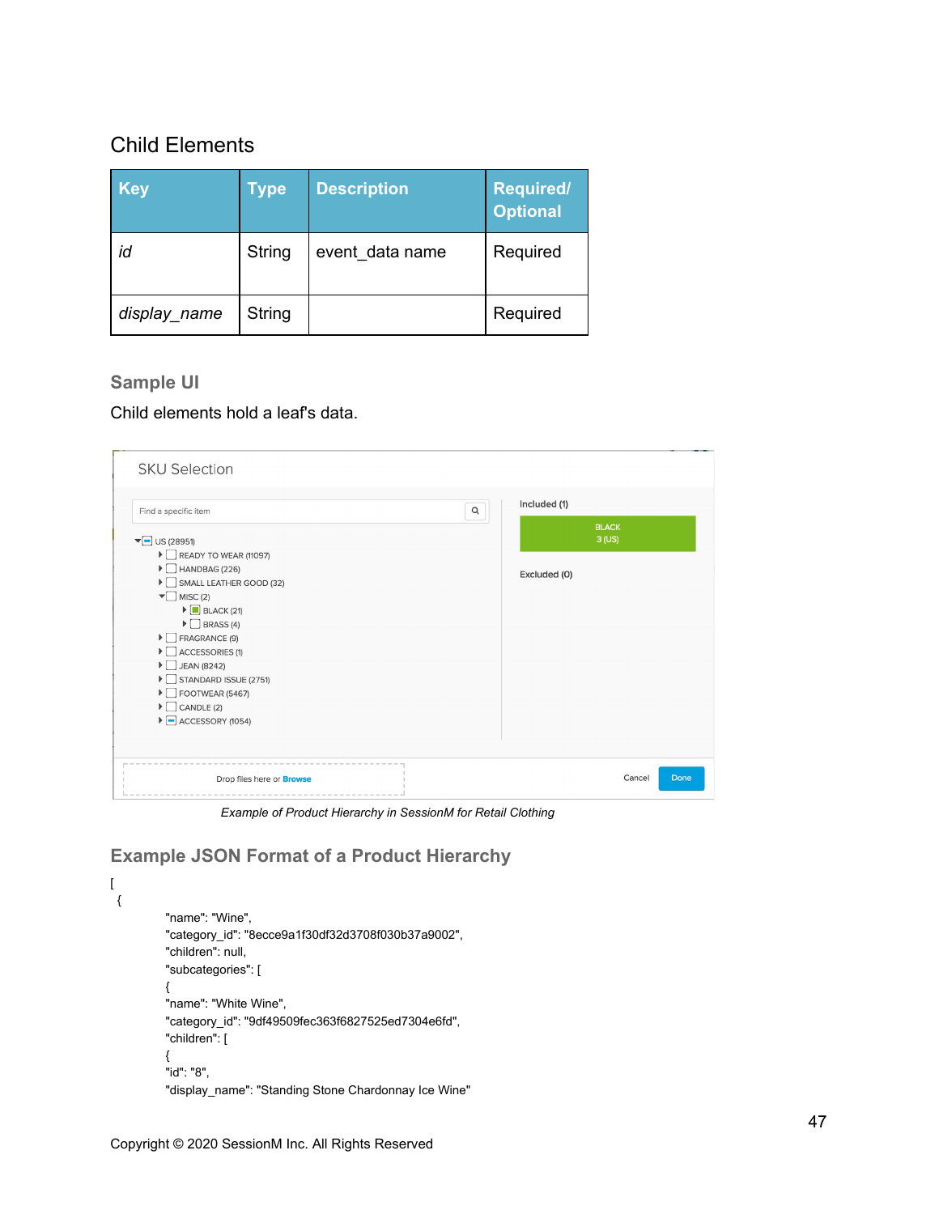## Child Elements

| Key | Type | Description | Required/ Optional |
|---|---|---|---|
| *id* | String | event_data name | Required |
| *display_name* | String | | Required |

### Sample UI

Child elements hold a leaf's data.

*Example of Product Hierarchy in SessionM for Retail Clothing*

### Example JSON Format of a Product Hierarchy

```
[
 {
        "name": "Wine",
        "category_id": "8ecce9a1f30df32d3708f030b37a9002",
        "children": null,
        "subcategories": [
        {
        "name": "White Wine",
        "category_id": "9df49509fec363f6827525ed7304e6fd",
        "children": [
        {
        "id": "8",
        "display_name": "Standing Stone Chardonnay Ice Wine"
```

Copyright © 2020 SessionM Inc. All Rights Reserved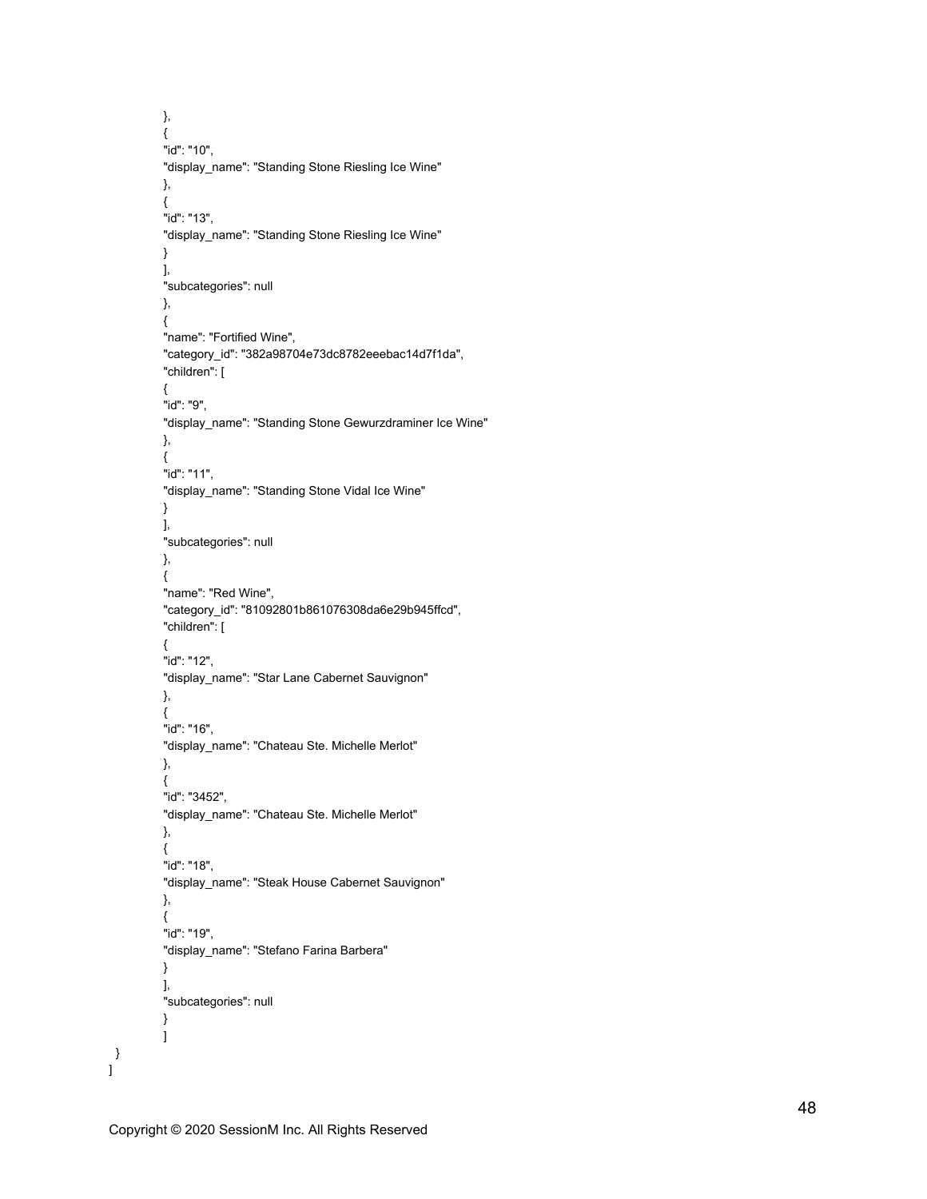```
        },
        {
        "id": "10",
        "display_name": "Standing Stone Riesling Ice Wine"
        },
        {
        "id": "13",
        "display_name": "Standing Stone Riesling Ice Wine"
        }
        ],
        "subcategories": null
        },
        {
        "name": "Fortified Wine",
        "category_id": "382a98704e73dc8782eeebac14d7f1da",
        "children": [
        {
        "id": "9",
        "display_name": "Standing Stone Gewurzdraminer Ice Wine"
        },
        {
        "id": "11",
        "display_name": "Standing Stone Vidal Ice Wine"
        }
        ],
        "subcategories": null
        },
        {
        "name": "Red Wine",
        "category_id": "81092801b861076308da6e29b945ffcd",
        "children": [
        {
        "id": "12",
        "display_name": "Star Lane Cabernet Sauvignon"
        },
        {
        "id": "16",
        "display_name": "Chateau Ste. Michelle Merlot"
        },
        {
        "id": "3452",
        "display_name": "Chateau Ste. Michelle Merlot"
        },
        {
        "id": "18",
        "display_name": "Steak House Cabernet Sauvignon"
        },
        {
        "id": "19",
        "display_name": "Stefano Farina Barbera"
        }
        ],
        "subcategories": null
        }
        ]
  }
]
```

Copyright © 2020 SessionM Inc. All Rights Reserved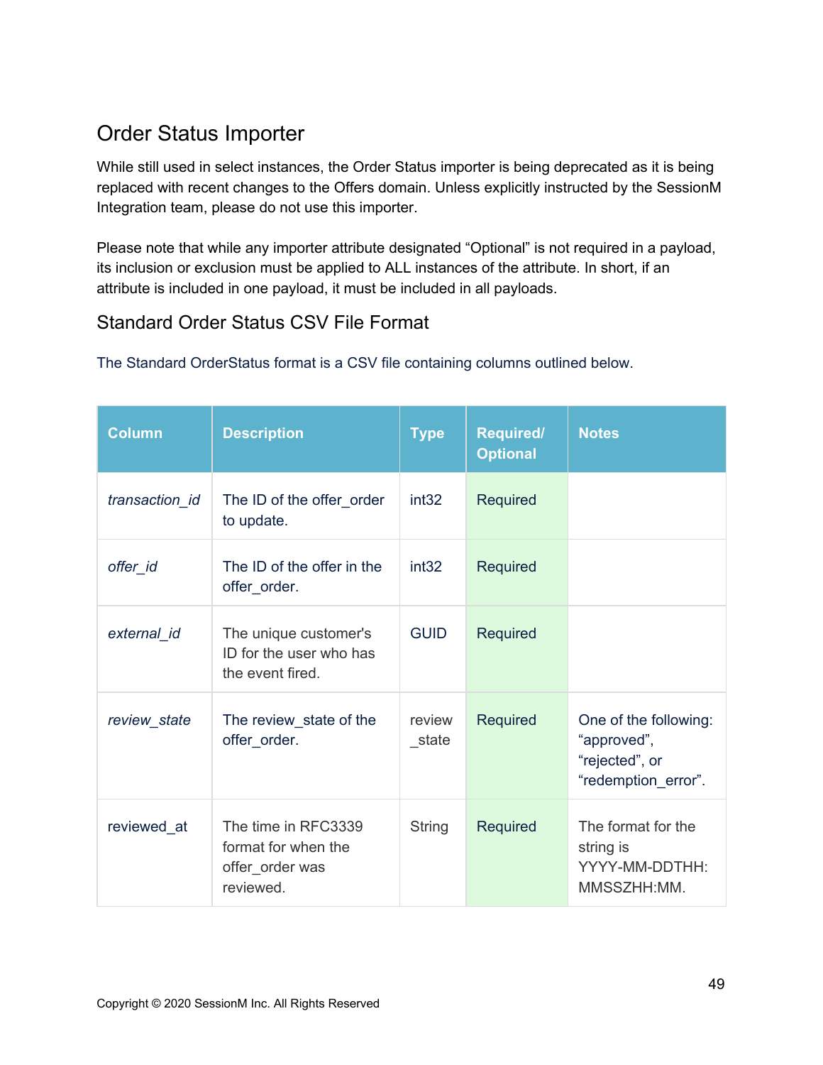## Order Status Importer

While still used in select instances, the Order Status importer is being deprecated as it is being replaced with recent changes to the Offers domain. Unless explicitly instructed by the SessionM Integration team, please do not use this importer.

Please note that while any importer attribute designated "Optional" is not required in a payload, its inclusion or exclusion must be applied to ALL instances of the attribute. In short, if an attribute is included in one payload, it must be included in all payloads.

### Standard Order Status CSV File Format

The Standard OrderStatus format is a CSV file containing columns outlined below.

| Column | Description | Type | Required/ Optional | Notes |
|---|---|---|---|---|
| *transaction_id* | The ID of the offer_order to update. | int32 | Required | |
| *offer_id* | The ID of the offer in the offer_order. | int32 | Required | |
| *external_id* | The unique customer's ID for the user who has the event fired. | GUID | Required | |
| *review_state* | The review_state of the offer_order. | review_state | Required | One of the following: "approved", "rejected", or "redemption_error". |
| reviewed_at | The time in RFC3339 format for when the offer_order was reviewed. | String | Required | The format for the string is YYYY-MM-DDTHH:MMSSZHH:MM. |

Copyright © 2020 SessionM Inc. All Rights Reserved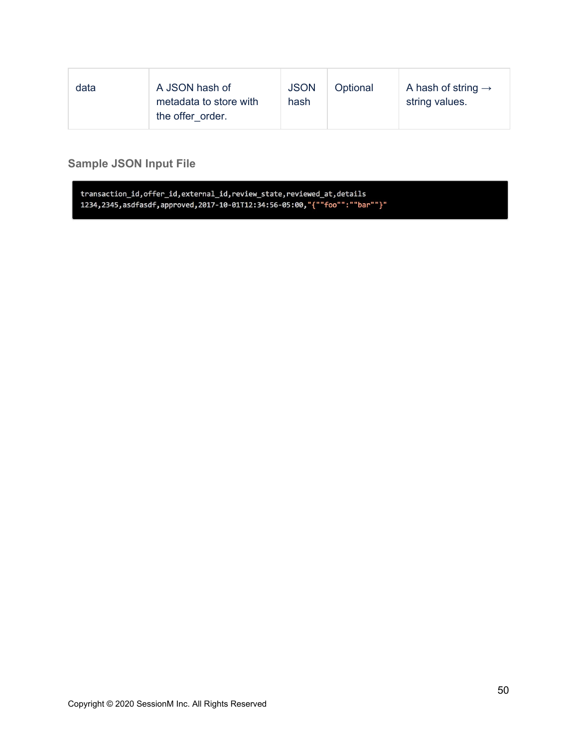| | | | | |
|---|---|---|---|---|
| data | A JSON hash of metadata to store with the offer_order. | JSON hash | Optional | A hash of string → string values. |

### Sample JSON Input File

```
transaction_id,offer_id,external_id,review_state,reviewed_at,details
1234,2345,asdfasdf,approved,2017-10-01T12:34:56-05:00,"{""foo"":""bar""}"
```

Copyright © 2020 SessionM Inc. All Rights Reserved